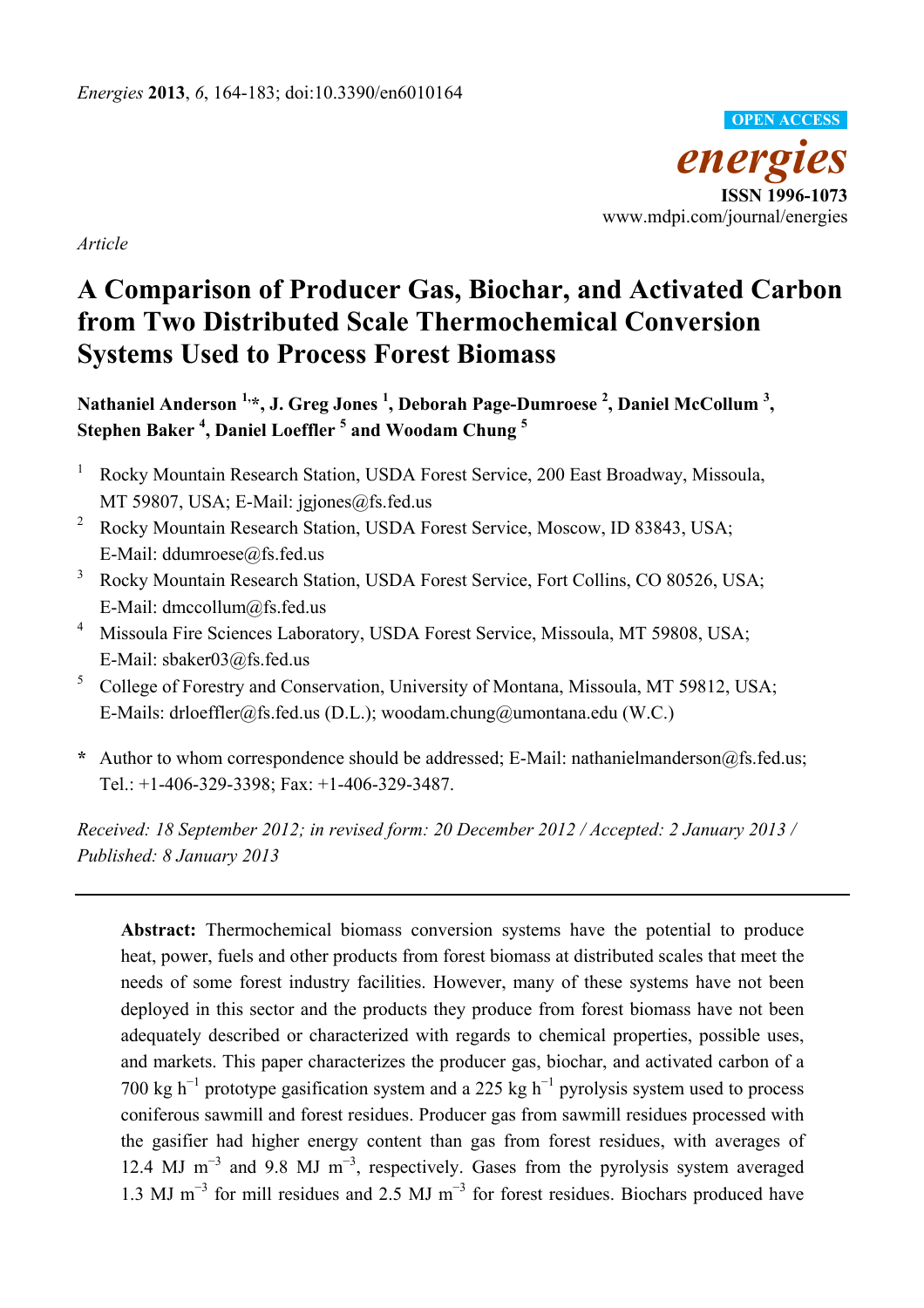*Energies* **2013**, *6*, 164-183; doi:10.3390/en6010164

**OPEN ACCESS**

***energies***

**ISSN 1996-1073**

www.mdpi.com/journal/energies

*Article*

# A Comparison of Producer Gas, Biochar, and Activated Carbon from Two Distributed Scale Thermochemical Conversion Systems Used to Process Forest Biomass

**Nathaniel Anderson [1,*], J. Greg Jones [1], Deborah Page-Dumroese [2], Daniel McCollum [3], Stephen Baker [4], Daniel Loeffler [5] and Woodam Chung [5]**

[1] Rocky Mountain Research Station, USDA Forest Service, 200 East Broadway, Missoula, MT 59807, USA; E-Mail: jgjones@fs.fed.us

[2] Rocky Mountain Research Station, USDA Forest Service, Moscow, ID 83843, USA; E-Mail: ddumroese@fs.fed.us

[3] Rocky Mountain Research Station, USDA Forest Service, Fort Collins, CO 80526, USA; E-Mail: dmccollum@fs.fed.us

[4] Missoula Fire Sciences Laboratory, USDA Forest Service, Missoula, MT 59808, USA; E-Mail: sbaker03@fs.fed.us

[5] College of Forestry and Conservation, University of Montana, Missoula, MT 59812, USA; E-Mails: drloeffler@fs.fed.us (D.L.); woodam.chung@umontana.edu (W.C.)

\* Author to whom correspondence should be addressed; E-Mail: nathanielmanderson@fs.fed.us; Tel.: +1-406-329-3398; Fax: +1-406-329-3487.

*Received: 18 September 2012; in revised form: 20 December 2012 / Accepted: 2 January 2013 / Published: 8 January 2013*

---

**Abstract:** Thermochemical biomass conversion systems have the potential to produce heat, power, fuels and other products from forest biomass at distributed scales that meet the needs of some forest industry facilities. However, many of these systems have not been deployed in this sector and the products they produce from forest biomass have not been adequately described or characterized with regards to chemical properties, possible uses, and markets. This paper characterizes the producer gas, biochar, and activated carbon of a 700 kg $h^{-1}$ prototype gasification system and a 225 kg $h^{-1}$ pyrolysis system used to process coniferous sawmill and forest residues. Producer gas from sawmill residues processed with the gasifier had higher energy content than gas from forest residues, with averages of 12.4 MJ $m^{-3}$ and 9.8 MJ $m^{-3}$, respectively. Gases from the pyrolysis system averaged 1.3 MJ $m^{-3}$ for mill residues and 2.5 MJ $m^{-3}$ for forest residues. Biochars produced have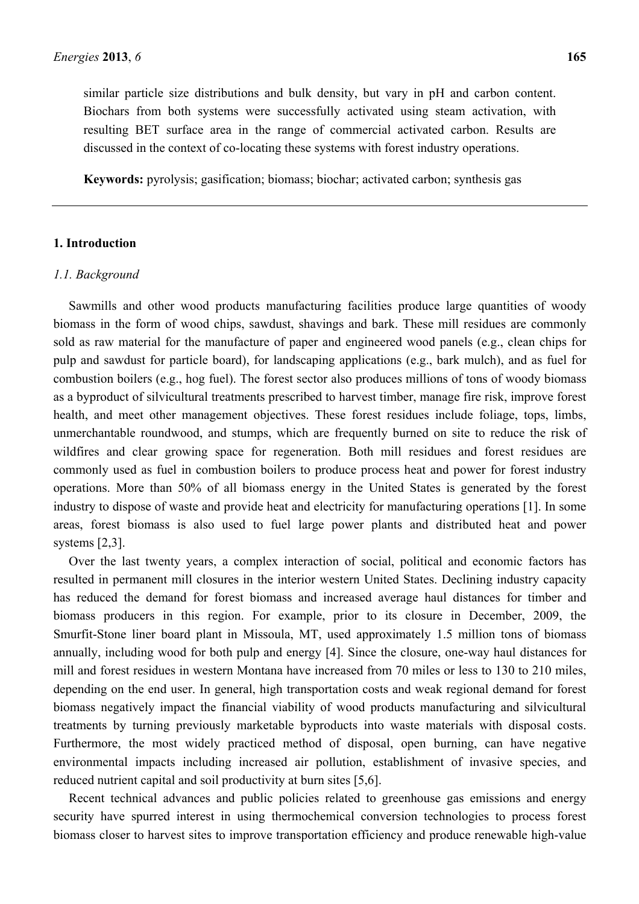similar particle size distributions and bulk density, but vary in pH and carbon content. Biochars from both systems were successfully activated using steam activation, with resulting BET surface area in the range of commercial activated carbon. Results are discussed in the context of co-locating these systems with forest industry operations.

**Keywords:** pyrolysis; gasification; biomass; biochar; activated carbon; synthesis gas

## 1. Introduction

### *1.1. Background*

Sawmills and other wood products manufacturing facilities produce large quantities of woody biomass in the form of wood chips, sawdust, shavings and bark. These mill residues are commonly sold as raw material for the manufacture of paper and engineered wood panels (e.g., clean chips for pulp and sawdust for particle board), for landscaping applications (e.g., bark mulch), and as fuel for combustion boilers (e.g., hog fuel). The forest sector also produces millions of tons of woody biomass as a byproduct of silvicultural treatments prescribed to harvest timber, manage fire risk, improve forest health, and meet other management objectives. These forest residues include foliage, tops, limbs, unmerchantable roundwood, and stumps, which are frequently burned on site to reduce the risk of wildfires and clear growing space for regeneration. Both mill residues and forest residues are commonly used as fuel in combustion boilers to produce process heat and power for forest industry operations. More than 50% of all biomass energy in the United States is generated by the forest industry to dispose of waste and provide heat and electricity for manufacturing operations [1]. In some areas, forest biomass is also used to fuel large power plants and distributed heat and power systems [2,3].

Over the last twenty years, a complex interaction of social, political and economic factors has resulted in permanent mill closures in the interior western United States. Declining industry capacity has reduced the demand for forest biomass and increased average haul distances for timber and biomass producers in this region. For example, prior to its closure in December, 2009, the Smurfit-Stone liner board plant in Missoula, MT, used approximately 1.5 million tons of biomass annually, including wood for both pulp and energy [4]. Since the closure, one-way haul distances for mill and forest residues in western Montana have increased from 70 miles or less to 130 to 210 miles, depending on the end user. In general, high transportation costs and weak regional demand for forest biomass negatively impact the financial viability of wood products manufacturing and silvicultural treatments by turning previously marketable byproducts into waste materials with disposal costs. Furthermore, the most widely practiced method of disposal, open burning, can have negative environmental impacts including increased air pollution, establishment of invasive species, and reduced nutrient capital and soil productivity at burn sites [5,6].

Recent technical advances and public policies related to greenhouse gas emissions and energy security have spurred interest in using thermochemical conversion technologies to process forest biomass closer to harvest sites to improve transportation efficiency and produce renewable high-value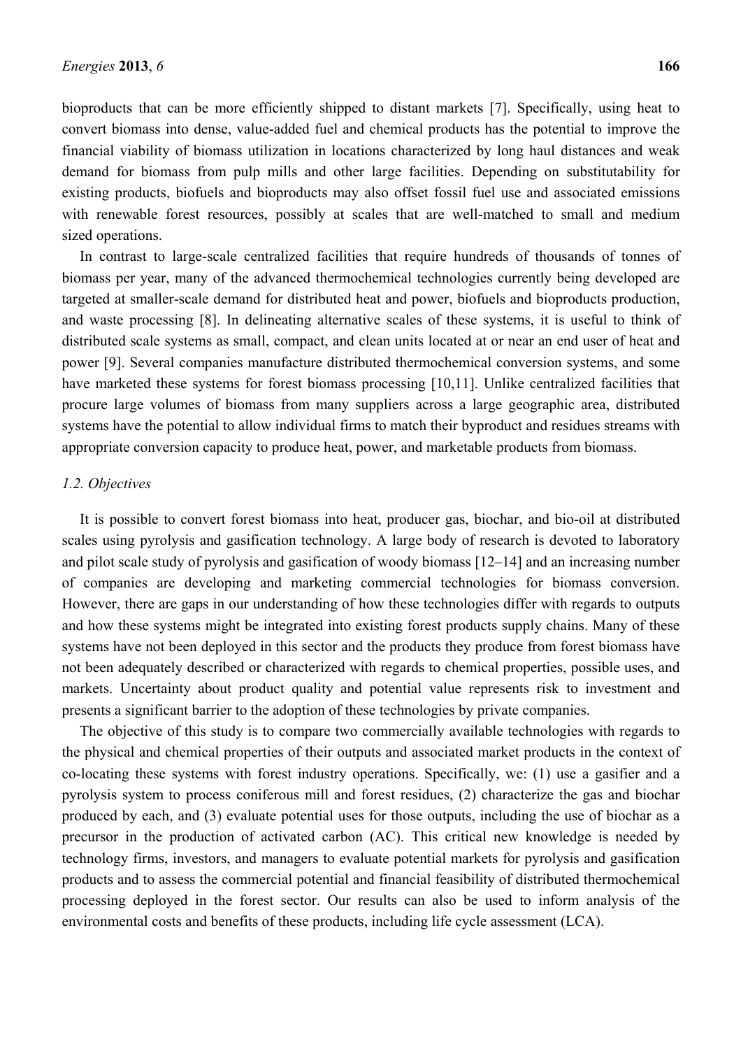bioproducts that can be more efficiently shipped to distant markets [7]. Specifically, using heat to convert biomass into dense, value-added fuel and chemical products has the potential to improve the financial viability of biomass utilization in locations characterized by long haul distances and weak demand for biomass from pulp mills and other large facilities. Depending on substitutability for existing products, biofuels and bioproducts may also offset fossil fuel use and associated emissions with renewable forest resources, possibly at scales that are well-matched to small and medium sized operations.

In contrast to large-scale centralized facilities that require hundreds of thousands of tonnes of biomass per year, many of the advanced thermochemical technologies currently being developed are targeted at smaller-scale demand for distributed heat and power, biofuels and bioproducts production, and waste processing [8]. In delineating alternative scales of these systems, it is useful to think of distributed scale systems as small, compact, and clean units located at or near an end user of heat and power [9]. Several companies manufacture distributed thermochemical conversion systems, and some have marketed these systems for forest biomass processing [10,11]. Unlike centralized facilities that procure large volumes of biomass from many suppliers across a large geographic area, distributed systems have the potential to allow individual firms to match their byproduct and residues streams with appropriate conversion capacity to produce heat, power, and marketable products from biomass.

### *1.2. Objectives*

It is possible to convert forest biomass into heat, producer gas, biochar, and bio-oil at distributed scales using pyrolysis and gasification technology. A large body of research is devoted to laboratory and pilot scale study of pyrolysis and gasification of woody biomass [12–14] and an increasing number of companies are developing and marketing commercial technologies for biomass conversion. However, there are gaps in our understanding of how these technologies differ with regards to outputs and how these systems might be integrated into existing forest products supply chains. Many of these systems have not been deployed in this sector and the products they produce from forest biomass have not been adequately described or characterized with regards to chemical properties, possible uses, and markets. Uncertainty about product quality and potential value represents risk to investment and presents a significant barrier to the adoption of these technologies by private companies.

The objective of this study is to compare two commercially available technologies with regards to the physical and chemical properties of their outputs and associated market products in the context of co-locating these systems with forest industry operations. Specifically, we: (1) use a gasifier and a pyrolysis system to process coniferous mill and forest residues, (2) characterize the gas and biochar produced by each, and (3) evaluate potential uses for those outputs, including the use of biochar as a precursor in the production of activated carbon (AC). This critical new knowledge is needed by technology firms, investors, and managers to evaluate potential markets for pyrolysis and gasification products and to assess the commercial potential and financial feasibility of distributed thermochemical processing deployed in the forest sector. Our results can also be used to inform analysis of the environmental costs and benefits of these products, including life cycle assessment (LCA).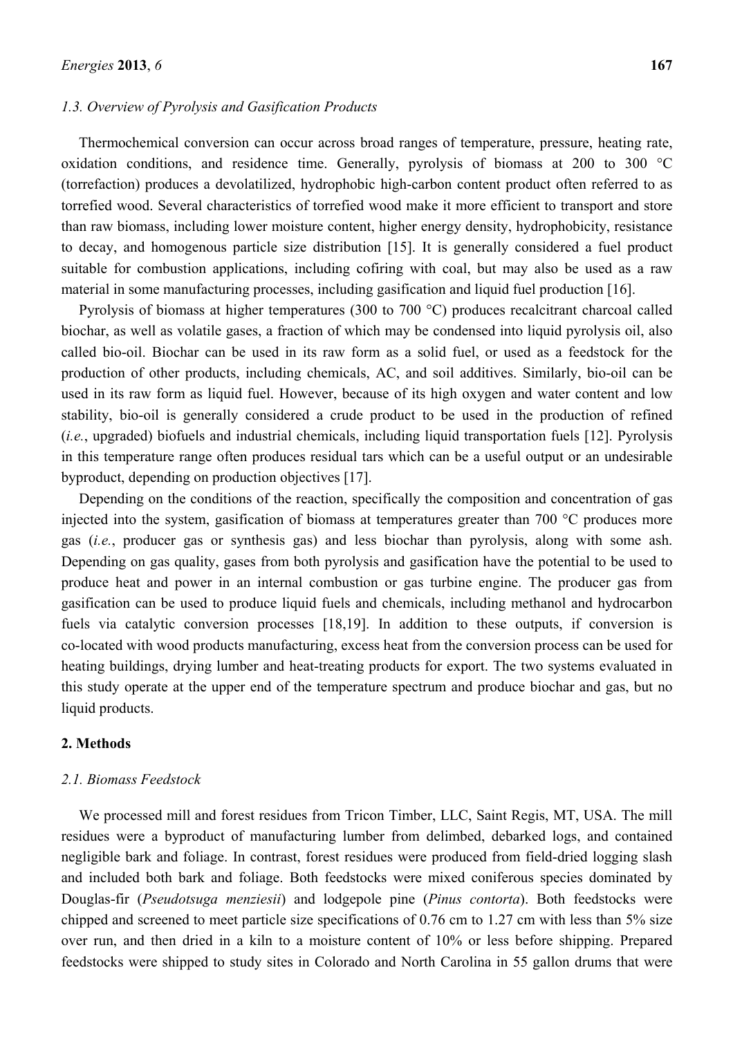### 1.3. Overview of Pyrolysis and Gasification Products

Thermochemical conversion can occur across broad ranges of temperature, pressure, heating rate, oxidation conditions, and residence time. Generally, pyrolysis of biomass at 200 to 300 °C (torrefaction) produces a devolatilized, hydrophobic high-carbon content product often referred to as torrefied wood. Several characteristics of torrefied wood make it more efficient to transport and store than raw biomass, including lower moisture content, higher energy density, hydrophobicity, resistance to decay, and homogenous particle size distribution [15]. It is generally considered a fuel product suitable for combustion applications, including cofiring with coal, but may also be used as a raw material in some manufacturing processes, including gasification and liquid fuel production [16].

Pyrolysis of biomass at higher temperatures (300 to 700 °C) produces recalcitrant charcoal called biochar, as well as volatile gases, a fraction of which may be condensed into liquid pyrolysis oil, also called bio-oil. Biochar can be used in its raw form as a solid fuel, or used as a feedstock for the production of other products, including chemicals, AC, and soil additives. Similarly, bio-oil can be used in its raw form as liquid fuel. However, because of its high oxygen and water content and low stability, bio-oil is generally considered a crude product to be used in the production of refined (*i.e.*, upgraded) biofuels and industrial chemicals, including liquid transportation fuels [12]. Pyrolysis in this temperature range often produces residual tars which can be a useful output or an undesirable byproduct, depending on production objectives [17].

Depending on the conditions of the reaction, specifically the composition and concentration of gas injected into the system, gasification of biomass at temperatures greater than 700 °C produces more gas (*i.e.*, producer gas or synthesis gas) and less biochar than pyrolysis, along with some ash. Depending on gas quality, gases from both pyrolysis and gasification have the potential to be used to produce heat and power in an internal combustion or gas turbine engine. The producer gas from gasification can be used to produce liquid fuels and chemicals, including methanol and hydrocarbon fuels via catalytic conversion processes [18,19]. In addition to these outputs, if conversion is co-located with wood products manufacturing, excess heat from the conversion process can be used for heating buildings, drying lumber and heat-treating products for export. The two systems evaluated in this study operate at the upper end of the temperature spectrum and produce biochar and gas, but no liquid products.

## 2. Methods

### 2.1. Biomass Feedstock

We processed mill and forest residues from Tricon Timber, LLC, Saint Regis, MT, USA. The mill residues were a byproduct of manufacturing lumber from delimbed, debarked logs, and contained negligible bark and foliage. In contrast, forest residues were produced from field-dried logging slash and included both bark and foliage. Both feedstocks were mixed coniferous species dominated by Douglas-fir (*Pseudotsuga menziesii*) and lodgepole pine (*Pinus contorta*). Both feedstocks were chipped and screened to meet particle size specifications of 0.76 cm to 1.27 cm with less than 5% size over run, and then dried in a kiln to a moisture content of 10% or less before shipping. Prepared feedstocks were shipped to study sites in Colorado and North Carolina in 55 gallon drums that were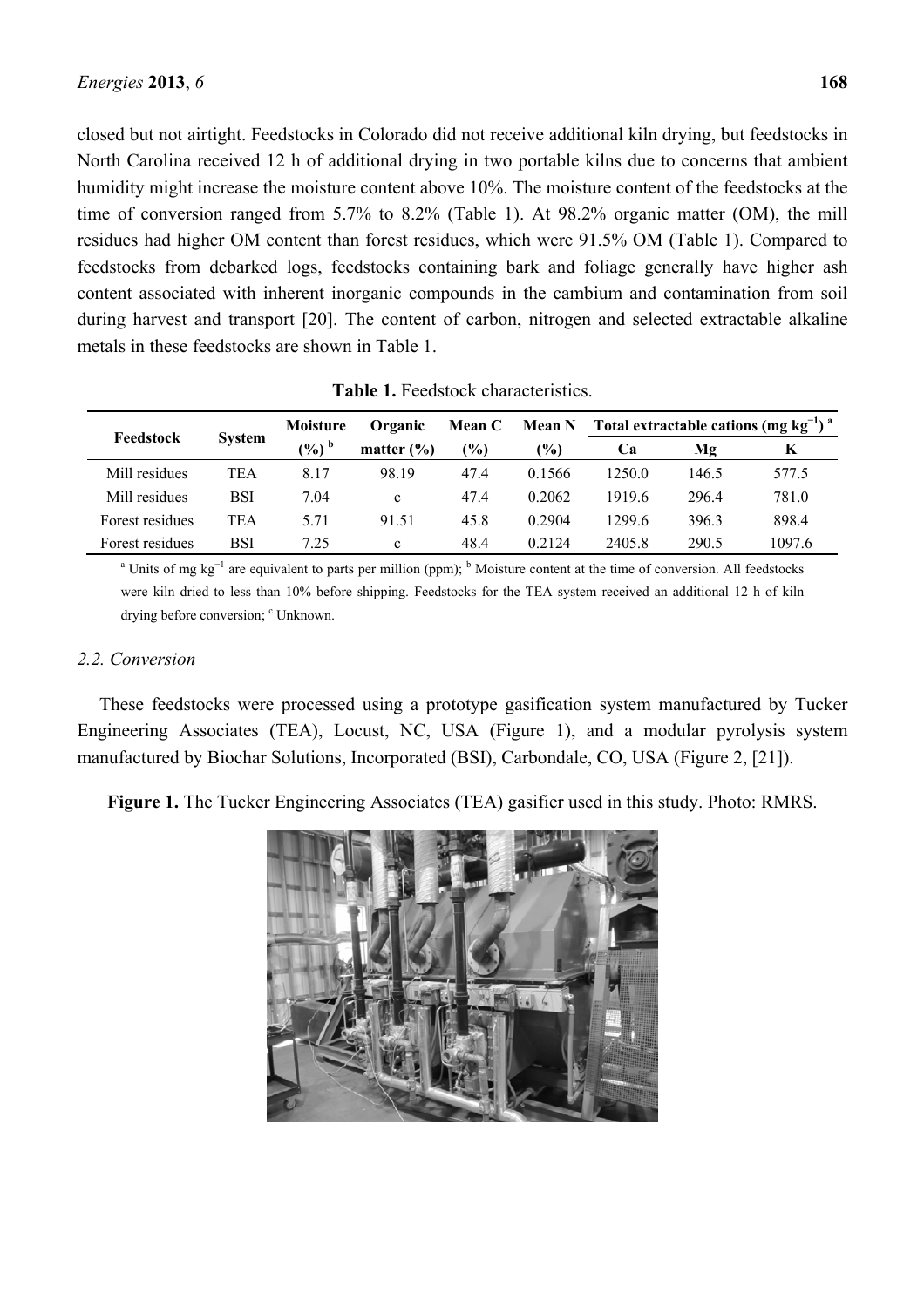closed but not airtight. Feedstocks in Colorado did not receive additional kiln drying, but feedstocks in North Carolina received 12 h of additional drying in two portable kilns due to concerns that ambient humidity might increase the moisture content above 10%. The moisture content of the feedstocks at the time of conversion ranged from 5.7% to 8.2% (Table 1). At 98.2% organic matter (OM), the mill residues had higher OM content than forest residues, which were 91.5% OM (Table 1). Compared to feedstocks from debarked logs, feedstocks containing bark and foliage generally have higher ash content associated with inherent inorganic compounds in the cambium and contamination from soil during harvest and transport [20]. The content of carbon, nitrogen and selected extractable alkaline metals in these feedstocks are shown in Table 1.

**Table 1.** Feedstock characteristics.

| Feedstock | System | Moisture (%) [b] | Organic matter (%) | Mean C (%) | Mean N (%) | Total extractable cations ($mg\ kg^{-1}$) [a] | | |
|---|---|---|---|---|---|---|---|---|
| | | | | | | Ca | Mg | K |
| Mill residues | TEA | 8.17 | 98.19 | 47.4 | 0.1566 | 1250.0 | 146.5 | 577.5 |
| Mill residues | BSI | 7.04 | c | 47.4 | 0.2062 | 1919.6 | 296.4 | 781.0 |
| Forest residues | TEA | 5.71 | 91.51 | 45.8 | 0.2904 | 1299.6 | 396.3 | 898.4 |
| Forest residues | BSI | 7.25 | c | 48.4 | 0.2124 | 2405.8 | 290.5 | 1097.6 |

[a] Units of $mg\ kg^{-1}$ are equivalent to parts per million (ppm); [b] Moisture content at the time of conversion. All feedstocks were kiln dried to less than 10% before shipping. Feedstocks for the TEA system received an additional 12 h of kiln drying before conversion; [c] Unknown.

### 2.2. Conversion

These feedstocks were processed using a prototype gasification system manufactured by Tucker Engineering Associates (TEA), Locust, NC, USA (Figure 1), and a modular pyrolysis system manufactured by Biochar Solutions, Incorporated (BSI), Carbondale, CO, USA (Figure 2, [21]).

**Figure 1.** The Tucker Engineering Associates (TEA) gasifier used in this study. Photo: RMRS.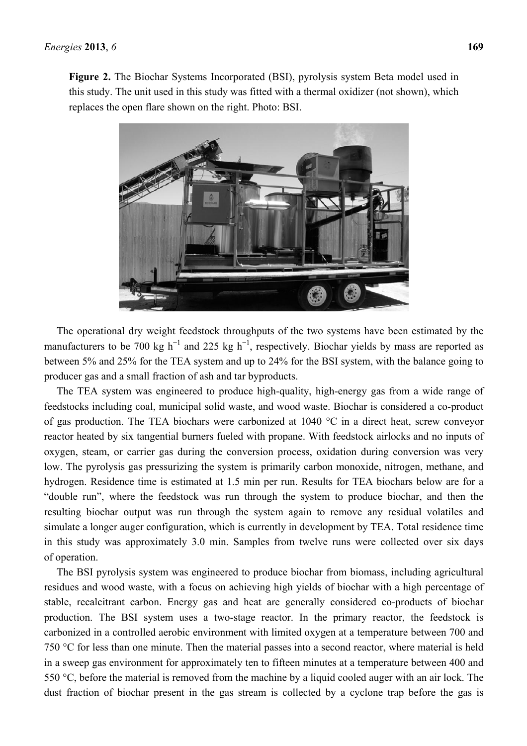**Figure 2.** The Biochar Systems Incorporated (BSI), pyrolysis system Beta model used in this study. The unit used in this study was fitted with a thermal oxidizer (not shown), which replaces the open flare shown on the right. Photo: BSI.

The operational dry weight feedstock throughputs of the two systems have been estimated by the manufacturers to be 700 kg $h^{-1}$ and 225 kg $h^{-1}$, respectively. Biochar yields by mass are reported as between 5% and 25% for the TEA system and up to 24% for the BSI system, with the balance going to producer gas and a small fraction of ash and tar byproducts.

The TEA system was engineered to produce high-quality, high-energy gas from a wide range of feedstocks including coal, municipal solid waste, and wood waste. Biochar is considered a co-product of gas production. The TEA biochars were carbonized at 1040 °C in a direct heat, screw conveyor reactor heated by six tangential burners fueled with propane. With feedstock airlocks and no inputs of oxygen, steam, or carrier gas during the conversion process, oxidation during conversion was very low. The pyrolysis gas pressurizing the system is primarily carbon monoxide, nitrogen, methane, and hydrogen. Residence time is estimated at 1.5 min per run. Results for TEA biochars below are for a "double run", where the feedstock was run through the system to produce biochar, and then the resulting biochar output was run through the system again to remove any residual volatiles and simulate a longer auger configuration, which is currently in development by TEA. Total residence time in this study was approximately 3.0 min. Samples from twelve runs were collected over six days of operation.

The BSI pyrolysis system was engineered to produce biochar from biomass, including agricultural residues and wood waste, with a focus on achieving high yields of biochar with a high percentage of stable, recalcitrant carbon. Energy gas and heat are generally considered co-products of biochar production. The BSI system uses a two-stage reactor. In the primary reactor, the feedstock is carbonized in a controlled aerobic environment with limited oxygen at a temperature between 700 and 750 °C for less than one minute. Then the material passes into a second reactor, where material is held in a sweep gas environment for approximately ten to fifteen minutes at a temperature between 400 and 550 °C, before the material is removed from the machine by a liquid cooled auger with an air lock. The dust fraction of biochar present in the gas stream is collected by a cyclone trap before the gas is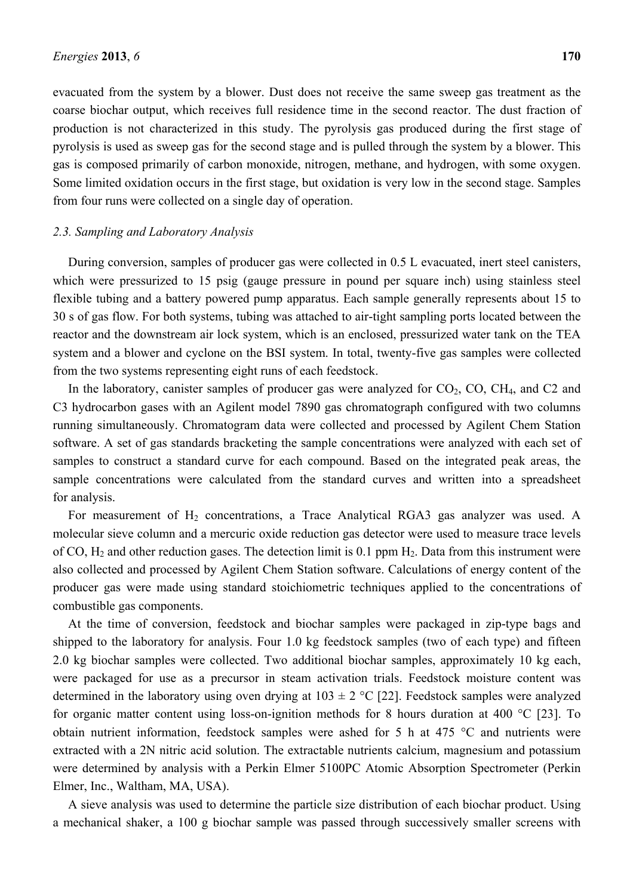evacuated from the system by a blower. Dust does not receive the same sweep gas treatment as the coarse biochar output, which receives full residence time in the second reactor. The dust fraction of production is not characterized in this study. The pyrolysis gas produced during the first stage of pyrolysis is used as sweep gas for the second stage and is pulled through the system by a blower. This gas is composed primarily of carbon monoxide, nitrogen, methane, and hydrogen, with some oxygen. Some limited oxidation occurs in the first stage, but oxidation is very low in the second stage. Samples from four runs were collected on a single day of operation.

### *2.3. Sampling and Laboratory Analysis*

During conversion, samples of producer gas were collected in 0.5 L evacuated, inert steel canisters, which were pressurized to 15 psig (gauge pressure in pound per square inch) using stainless steel flexible tubing and a battery powered pump apparatus. Each sample generally represents about 15 to 30 s of gas flow. For both systems, tubing was attached to air-tight sampling ports located between the reactor and the downstream air lock system, which is an enclosed, pressurized water tank on the TEA system and a blower and cyclone on the BSI system. In total, twenty-five gas samples were collected from the two systems representing eight runs of each feedstock.

In the laboratory, canister samples of producer gas were analyzed for $CO_2$, CO, $CH_4$, and C2 and C3 hydrocarbon gases with an Agilent model 7890 gas chromatograph configured with two columns running simultaneously. Chromatogram data were collected and processed by Agilent Chem Station software. A set of gas standards bracketing the sample concentrations were analyzed with each set of samples to construct a standard curve for each compound. Based on the integrated peak areas, the sample concentrations were calculated from the standard curves and written into a spreadsheet for analysis.

For measurement of $H_2$ concentrations, a Trace Analytical RGA3 gas analyzer was used. A molecular sieve column and a mercuric oxide reduction gas detector were used to measure trace levels of CO, $H_2$ and other reduction gases. The detection limit is 0.1 ppm $H_2$. Data from this instrument were also collected and processed by Agilent Chem Station software. Calculations of energy content of the producer gas were made using standard stoichiometric techniques applied to the concentrations of combustible gas components.

At the time of conversion, feedstock and biochar samples were packaged in zip-type bags and shipped to the laboratory for analysis. Four 1.0 kg feedstock samples (two of each type) and fifteen 2.0 kg biochar samples were collected. Two additional biochar samples, approximately 10 kg each, were packaged for use as a precursor in steam activation trials. Feedstock moisture content was determined in the laboratory using oven drying at 103 ± 2 °C [22]. Feedstock samples were analyzed for organic matter content using loss-on-ignition methods for 8 hours duration at 400 °C [23]. To obtain nutrient information, feedstock samples were ashed for 5 h at 475 °C and nutrients were extracted with a 2N nitric acid solution. The extractable nutrients calcium, magnesium and potassium were determined by analysis with a Perkin Elmer 5100PC Atomic Absorption Spectrometer (Perkin Elmer, Inc., Waltham, MA, USA).

A sieve analysis was used to determine the particle size distribution of each biochar product. Using a mechanical shaker, a 100 g biochar sample was passed through successively smaller screens with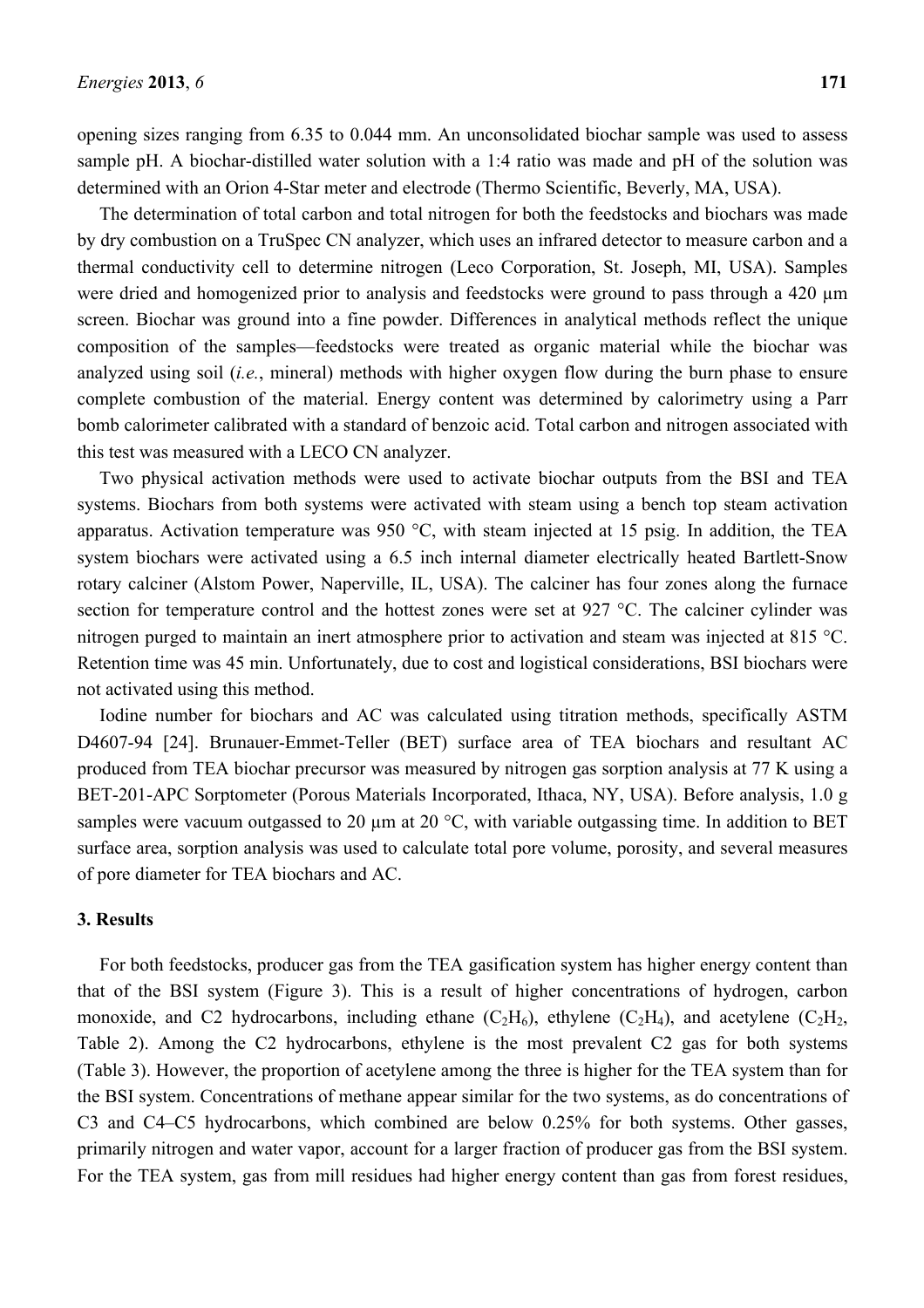opening sizes ranging from 6.35 to 0.044 mm. An unconsolidated biochar sample was used to assess sample pH. A biochar-distilled water solution with a 1:4 ratio was made and pH of the solution was determined with an Orion 4-Star meter and electrode (Thermo Scientific, Beverly, MA, USA).

The determination of total carbon and total nitrogen for both the feedstocks and biochars was made by dry combustion on a TruSpec CN analyzer, which uses an infrared detector to measure carbon and a thermal conductivity cell to determine nitrogen (Leco Corporation, St. Joseph, MI, USA). Samples were dried and homogenized prior to analysis and feedstocks were ground to pass through a 420 µm screen. Biochar was ground into a fine powder. Differences in analytical methods reflect the unique composition of the samples—feedstocks were treated as organic material while the biochar was analyzed using soil (*i.e.*, mineral) methods with higher oxygen flow during the burn phase to ensure complete combustion of the material. Energy content was determined by calorimetry using a Parr bomb calorimeter calibrated with a standard of benzoic acid. Total carbon and nitrogen associated with this test was measured with a LECO CN analyzer.

Two physical activation methods were used to activate biochar outputs from the BSI and TEA systems. Biochars from both systems were activated with steam using a bench top steam activation apparatus. Activation temperature was 950 °C, with steam injected at 15 psig. In addition, the TEA system biochars were activated using a 6.5 inch internal diameter electrically heated Bartlett-Snow rotary calciner (Alstom Power, Naperville, IL, USA). The calciner has four zones along the furnace section for temperature control and the hottest zones were set at 927 °C. The calciner cylinder was nitrogen purged to maintain an inert atmosphere prior to activation and steam was injected at 815 °C. Retention time was 45 min. Unfortunately, due to cost and logistical considerations, BSI biochars were not activated using this method.

Iodine number for biochars and AC was calculated using titration methods, specifically ASTM D4607-94 [24]. Brunauer-Emmet-Teller (BET) surface area of TEA biochars and resultant AC produced from TEA biochar precursor was measured by nitrogen gas sorption analysis at 77 K using a BET-201-APC Sorptometer (Porous Materials Incorporated, Ithaca, NY, USA). Before analysis, 1.0 g samples were vacuum outgassed to 20 µm at 20 °C, with variable outgassing time. In addition to BET surface area, sorption analysis was used to calculate total pore volume, porosity, and several measures of pore diameter for TEA biochars and AC.

## 3. Results

For both feedstocks, producer gas from the TEA gasification system has higher energy content than that of the BSI system (Figure 3). This is a result of higher concentrations of hydrogen, carbon monoxide, and C2 hydrocarbons, including ethane ($C_2H_6$), ethylene ($C_2H_4$), and acetylene ($C_2H_2$, Table 2). Among the C2 hydrocarbons, ethylene is the most prevalent C2 gas for both systems (Table 3). However, the proportion of acetylene among the three is higher for the TEA system than for the BSI system. Concentrations of methane appear similar for the two systems, as do concentrations of C3 and C4–C5 hydrocarbons, which combined are below 0.25% for both systems. Other gasses, primarily nitrogen and water vapor, account for a larger fraction of producer gas from the BSI system. For the TEA system, gas from mill residues had higher energy content than gas from forest residues,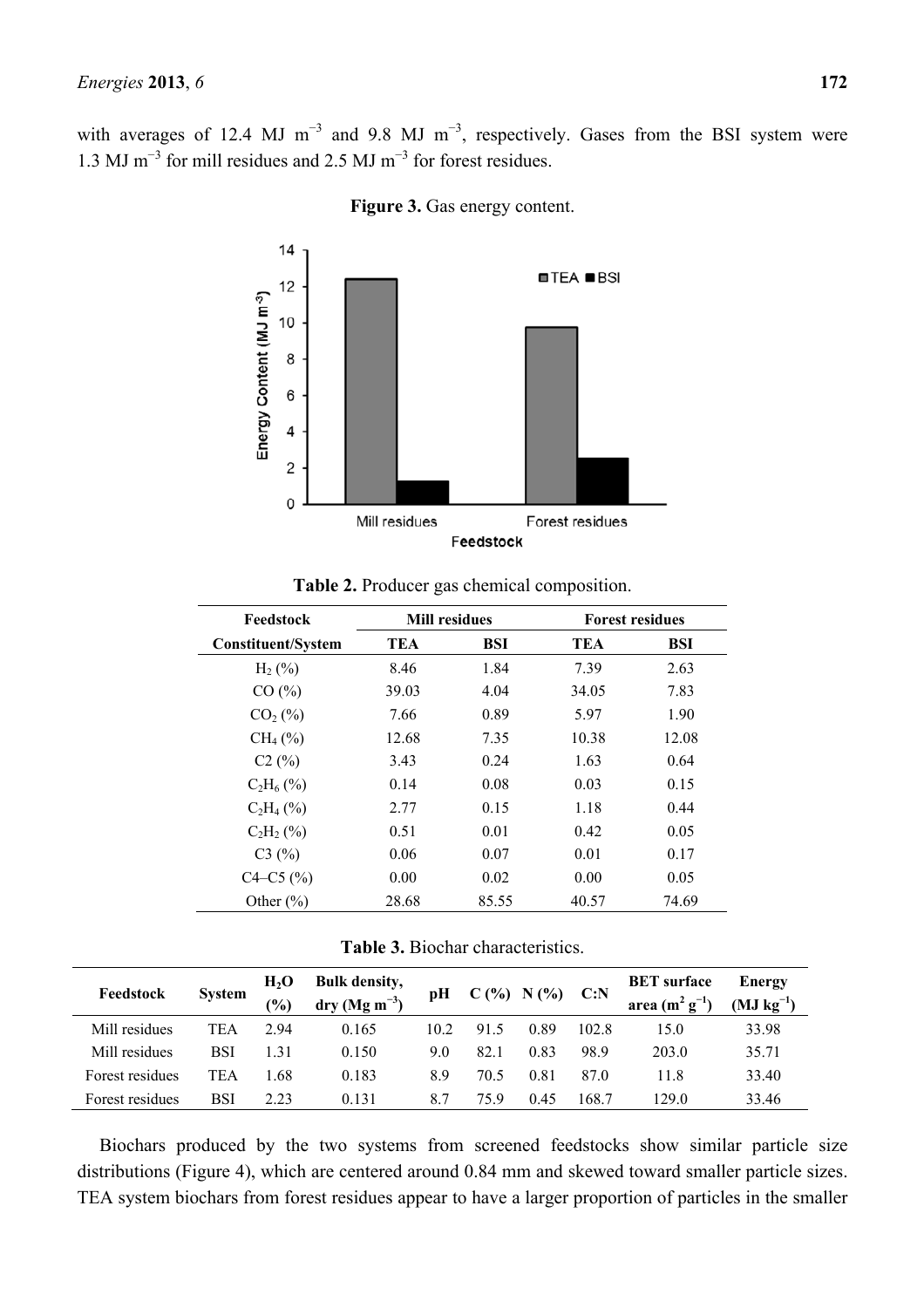with averages of 12.4 MJ $m^{-3}$ and 9.8 MJ $m^{-3}$, respectively. Gases from the BSI system were 1.3 MJ $m^{-3}$ for mill residues and 2.5 MJ $m^{-3}$ for forest residues.

**Figure 3.** Gas energy content.

**Table 2.** Producer gas chemical composition.

| Feedstock | Mill residues | | Forest residues | |
|---|---|---|---|---|
| Constituent/System | TEA | BSI | TEA | BSI |
| $H_2$ (%) | 8.46 | 1.84 | 7.39 | 2.63 |
| CO (%) | 39.03 | 4.04 | 34.05 | 7.83 |
| $CO_2$ (%) | 7.66 | 0.89 | 5.97 | 1.90 |
| $CH_4$ (%) | 12.68 | 7.35 | 10.38 | 12.08 |
| C2 (%) | 3.43 | 0.24 | 1.63 | 0.64 |
| $C_2H_6$ (%) | 0.14 | 0.08 | 0.03 | 0.15 |
| $C_2H_4$ (%) | 2.77 | 0.15 | 1.18 | 0.44 |
| $C_2H_2$ (%) | 0.51 | 0.01 | 0.42 | 0.05 |
| C3 (%) | 0.06 | 0.07 | 0.01 | 0.17 |
| C4–C5 (%) | 0.00 | 0.02 | 0.00 | 0.05 |
| Other (%) | 28.68 | 85.55 | 40.57 | 74.69 |

**Table 3.** Biochar characteristics.

| Feedstock | System | $H_2O$ (%) | Bulk density, dry (Mg $m^{-3}$) | pH | C (%) | N (%) | C:N | BET surface area ($m^2$ $g^{-1}$) | Energy (MJ $kg^{-1}$) |
|---|---|---|---|---|---|---|---|---|---|
| Mill residues | TEA | 2.94 | 0.165 | 10.2 | 91.5 | 0.89 | 102.8 | 15.0 | 33.98 |
| Mill residues | BSI | 1.31 | 0.150 | 9.0 | 82.1 | 0.83 | 98.9 | 203.0 | 35.71 |
| Forest residues | TEA | 1.68 | 0.183 | 8.9 | 70.5 | 0.81 | 87.0 | 11.8 | 33.40 |
| Forest residues | BSI | 2.23 | 0.131 | 8.7 | 75.9 | 0.45 | 168.7 | 129.0 | 33.46 |

Biochars produced by the two systems from screened feedstocks show similar particle size distributions (Figure 4), which are centered around 0.84 mm and skewed toward smaller particle sizes. TEA system biochars from forest residues appear to have a larger proportion of particles in the smaller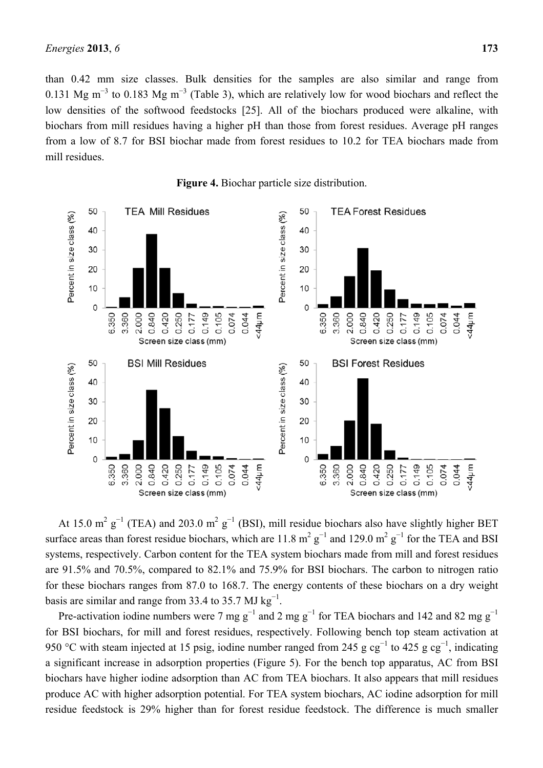than 0.42 mm size classes. Bulk densities for the samples are also similar and range from 0.131 Mg $m^{-3}$ to 0.183 Mg $m^{-3}$ (Table 3), which are relatively low for wood biochars and reflect the low densities of the softwood feedstocks [25]. All of the biochars produced were alkaline, with biochars from mill residues having a higher pH than those from forest residues. Average pH ranges from a low of 8.7 for BSI biochar made from forest residues to 10.2 for TEA biochars made from mill residues.

**Figure 4.** Biochar particle size distribution.

At 15.0 $m^2 g^{-1}$ (TEA) and 203.0 $m^2 g^{-1}$ (BSI), mill residue biochars also have slightly higher BET surface areas than forest residue biochars, which are 11.8 $m^2 g^{-1}$ and 129.0 $m^2 g^{-1}$ for the TEA and BSI systems, respectively. Carbon content for the TEA system biochars made from mill and forest residues are 91.5% and 70.5%, compared to 82.1% and 75.9% for BSI biochars. The carbon to nitrogen ratio for these biochars ranges from 87.0 to 168.7. The energy contents of these biochars on a dry weight basis are similar and range from 33.4 to 35.7 MJ $kg^{-1}$.

Pre-activation iodine numbers were 7 mg $g^{-1}$ and 2 mg $g^{-1}$ for TEA biochars and 142 and 82 mg $g^{-1}$ for BSI biochars, for mill and forest residues, respectively. Following bench top steam activation at 950 °C with steam injected at 15 psig, iodine number ranged from 245 g $cg^{-1}$ to 425 g $cg^{-1}$, indicating a significant increase in adsorption properties (Figure 5). For the bench top apparatus, AC from BSI biochars have higher iodine adsorption than AC from TEA biochars. It also appears that mill residues produce AC with higher adsorption potential. For TEA system biochars, AC iodine adsorption for mill residue feedstock is 29% higher than for forest residue feedstock. The difference is much smaller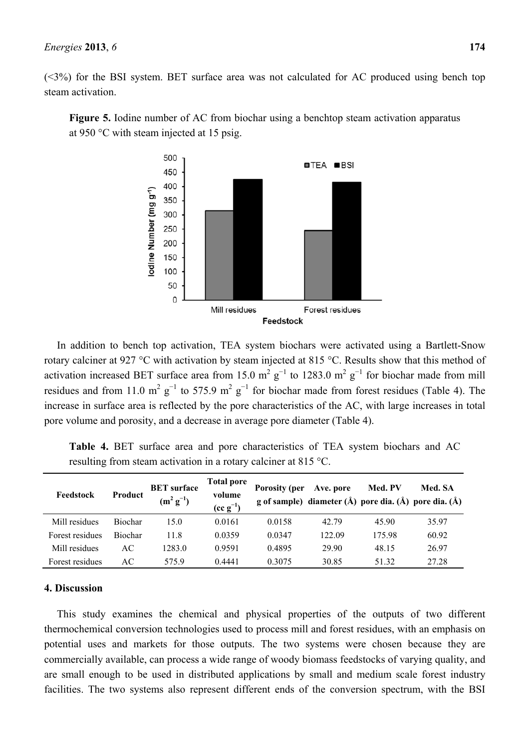(<3%) for the BSI system. BET surface area was not calculated for AC produced using bench top steam activation.

**Figure 5.** Iodine number of AC from biochar using a benchtop steam activation apparatus at 950 °C with steam injected at 15 psig.

In addition to bench top activation, TEA system biochars were activated using a Bartlett-Snow rotary calciner at 927 °C with activation by steam injected at 815 °C. Results show that this method of activation increased BET surface area from 15.0 $m^2\ g^{-1}$ to 1283.0 $m^2\ g^{-1}$ for biochar made from mill residues and from 11.0 $m^2\ g^{-1}$ to 575.9 $m^2\ g^{-1}$ for biochar made from forest residues (Table 4). The increase in surface area is reflected by the pore characteristics of the AC, with large increases in total pore volume and porosity, and a decrease in average pore diameter (Table 4).

**Table 4.** BET surface area and pore characteristics of TEA system biochars and AC resulting from steam activation in a rotary calciner at 815 °C.

| Feedstock | Product | BET surface ($m^2\ g^{-1}$) | Total pore volume ($cc\ g^{-1}$) | Porosity (per g of sample) | Ave. pore diameter (Å) | Med. PV pore dia. (Å) | Med. SA pore dia. (Å) |
|---|---|---|---|---|---|---|---|
| Mill residues | Biochar | 15.0 | 0.0161 | 0.0158 | 42.79 | 45.90 | 35.97 |
| Forest residues | Biochar | 11.8 | 0.0359 | 0.0347 | 122.09 | 175.98 | 60.92 |
| Mill residues | AC | 1283.0 | 0.9591 | 0.4895 | 29.90 | 48.15 | 26.97 |
| Forest residues | AC | 575.9 | 0.4441 | 0.3075 | 30.85 | 51.32 | 27.28 |

## 4. Discussion

This study examines the chemical and physical properties of the outputs of two different thermochemical conversion technologies used to process mill and forest residues, with an emphasis on potential uses and markets for those outputs. The two systems were chosen because they are commercially available, can process a wide range of woody biomass feedstocks of varying quality, and are small enough to be used in distributed applications by small and medium scale forest industry facilities. The two systems also represent different ends of the conversion spectrum, with the BSI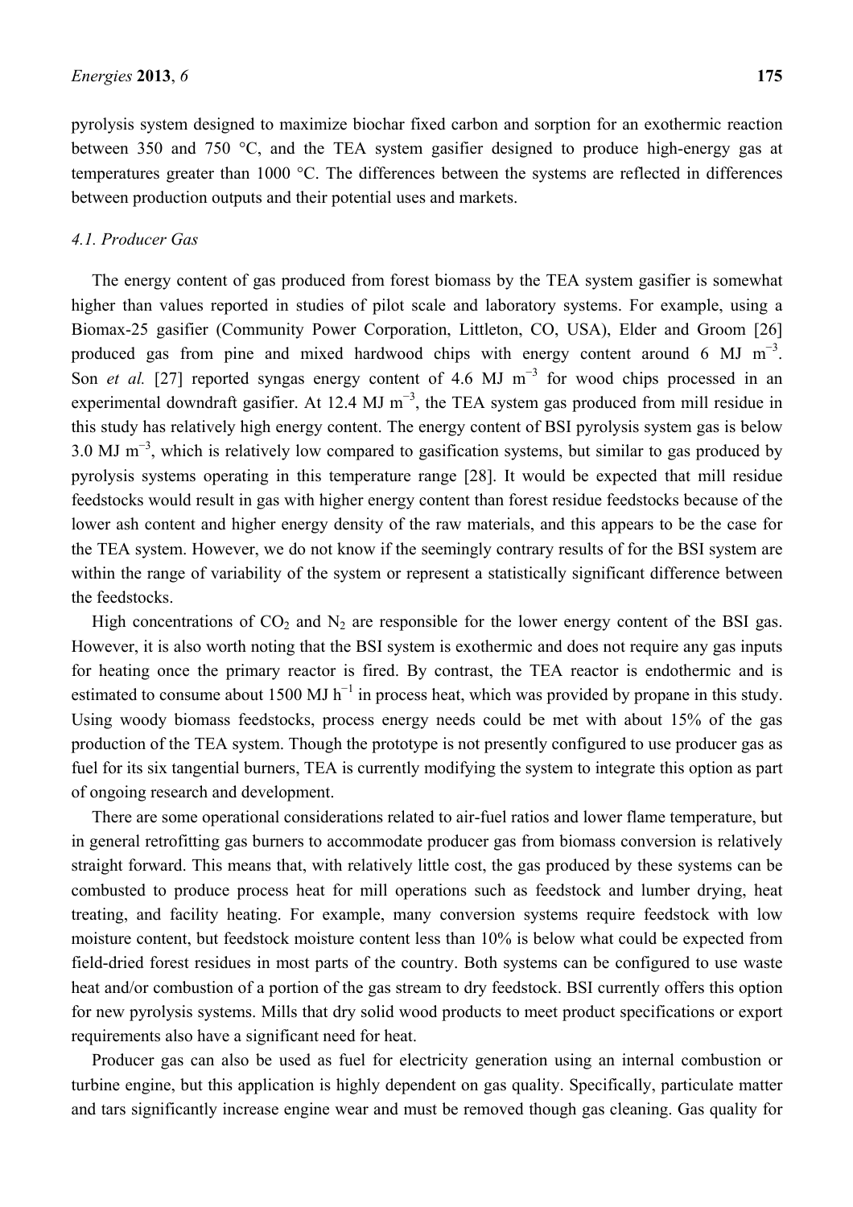pyrolysis system designed to maximize biochar fixed carbon and sorption for an exothermic reaction between 350 and 750 °C, and the TEA system gasifier designed to produce high-energy gas at temperatures greater than 1000 °C. The differences between the systems are reflected in differences between production outputs and their potential uses and markets.

### 4.1. Producer Gas

The energy content of gas produced from forest biomass by the TEA system gasifier is somewhat higher than values reported in studies of pilot scale and laboratory systems. For example, using a Biomax-25 gasifier (Community Power Corporation, Littleton, CO, USA), Elder and Groom [26] produced gas from pine and mixed hardwood chips with energy content around 6 MJ $m^{-3}$. Son *et al.* [27] reported syngas energy content of 4.6 MJ $m^{-3}$ for wood chips processed in an experimental downdraft gasifier. At 12.4 MJ $m^{-3}$, the TEA system gas produced from mill residue in this study has relatively high energy content. The energy content of BSI pyrolysis system gas is below 3.0 MJ $m^{-3}$, which is relatively low compared to gasification systems, but similar to gas produced by pyrolysis systems operating in this temperature range [28]. It would be expected that mill residue feedstocks would result in gas with higher energy content than forest residue feedstocks because of the lower ash content and higher energy density of the raw materials, and this appears to be the case for the TEA system. However, we do not know if the seemingly contrary results of for the BSI system are within the range of variability of the system or represent a statistically significant difference between the feedstocks.

High concentrations of $CO_2$ and $N_2$ are responsible for the lower energy content of the BSI gas. However, it is also worth noting that the BSI system is exothermic and does not require any gas inputs for heating once the primary reactor is fired. By contrast, the TEA reactor is endothermic and is estimated to consume about 1500 MJ $h^{-1}$ in process heat, which was provided by propane in this study. Using woody biomass feedstocks, process energy needs could be met with about 15% of the gas production of the TEA system. Though the prototype is not presently configured to use producer gas as fuel for its six tangential burners, TEA is currently modifying the system to integrate this option as part of ongoing research and development.

There are some operational considerations related to air-fuel ratios and lower flame temperature, but in general retrofitting gas burners to accommodate producer gas from biomass conversion is relatively straight forward. This means that, with relatively little cost, the gas produced by these systems can be combusted to produce process heat for mill operations such as feedstock and lumber drying, heat treating, and facility heating. For example, many conversion systems require feedstock with low moisture content, but feedstock moisture content less than 10% is below what could be expected from field-dried forest residues in most parts of the country. Both systems can be configured to use waste heat and/or combustion of a portion of the gas stream to dry feedstock. BSI currently offers this option for new pyrolysis systems. Mills that dry solid wood products to meet product specifications or export requirements also have a significant need for heat.

Producer gas can also be used as fuel for electricity generation using an internal combustion or turbine engine, but this application is highly dependent on gas quality. Specifically, particulate matter and tars significantly increase engine wear and must be removed though gas cleaning. Gas quality for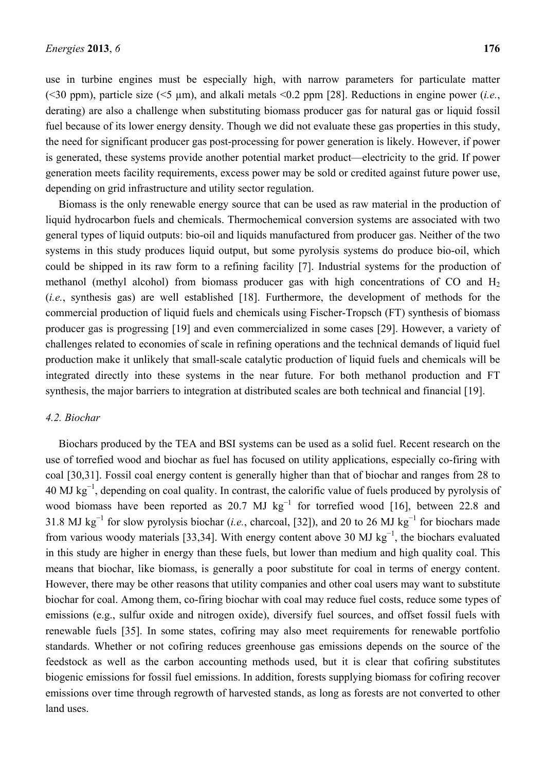use in turbine engines must be especially high, with narrow parameters for particulate matter (<30 ppm), particle size (<5 μm), and alkali metals <0.2 ppm [28]. Reductions in engine power (*i.e.*, derating) are also a challenge when substituting biomass producer gas for natural gas or liquid fossil fuel because of its lower energy density. Though we did not evaluate these gas properties in this study, the need for significant producer gas post-processing for power generation is likely. However, if power is generated, these systems provide another potential market product—electricity to the grid. If power generation meets facility requirements, excess power may be sold or credited against future power use, depending on grid infrastructure and utility sector regulation.

Biomass is the only renewable energy source that can be used as raw material in the production of liquid hydrocarbon fuels and chemicals. Thermochemical conversion systems are associated with two general types of liquid outputs: bio-oil and liquids manufactured from producer gas. Neither of the two systems in this study produces liquid output, but some pyrolysis systems do produce bio-oil, which could be shipped in its raw form to a refining facility [7]. Industrial systems for the production of methanol (methyl alcohol) from biomass producer gas with high concentrations of CO and $H_2$ (*i.e.*, synthesis gas) are well established [18]. Furthermore, the development of methods for the commercial production of liquid fuels and chemicals using Fischer-Tropsch (FT) synthesis of biomass producer gas is progressing [19] and even commercialized in some cases [29]. However, a variety of challenges related to economies of scale in refining operations and the technical demands of liquid fuel production make it unlikely that small-scale catalytic production of liquid fuels and chemicals will be integrated directly into these systems in the near future. For both methanol production and FT synthesis, the major barriers to integration at distributed scales are both technical and financial [19].

### *4.2. Biochar*

Biochars produced by the TEA and BSI systems can be used as a solid fuel. Recent research on the use of torrefied wood and biochar as fuel has focused on utility applications, especially co-firing with coal [30,31]. Fossil coal energy content is generally higher than that of biochar and ranges from 28 to 40 MJ $kg^{-1}$, depending on coal quality. In contrast, the calorific value of fuels produced by pyrolysis of wood biomass have been reported as 20.7 MJ $kg^{-1}$ for torrefied wood [16], between 22.8 and 31.8 MJ $kg^{-1}$ for slow pyrolysis biochar (*i.e.*, charcoal, [32]), and 20 to 26 MJ $kg^{-1}$ for biochars made from various woody materials [33,34]. With energy content above 30 MJ $kg^{-1}$, the biochars evaluated in this study are higher in energy than these fuels, but lower than medium and high quality coal. This means that biochar, like biomass, is generally a poor substitute for coal in terms of energy content. However, there may be other reasons that utility companies and other coal users may want to substitute biochar for coal. Among them, co-firing biochar with coal may reduce fuel costs, reduce some types of emissions (e.g., sulfur oxide and nitrogen oxide), diversify fuel sources, and offset fossil fuels with renewable fuels [35]. In some states, cofiring may also meet requirements for renewable portfolio standards. Whether or not cofiring reduces greenhouse gas emissions depends on the source of the feedstock as well as the carbon accounting methods used, but it is clear that cofiring substitutes biogenic emissions for fossil fuel emissions. In addition, forests supplying biomass for cofiring recover emissions over time through regrowth of harvested stands, as long as forests are not converted to other land uses.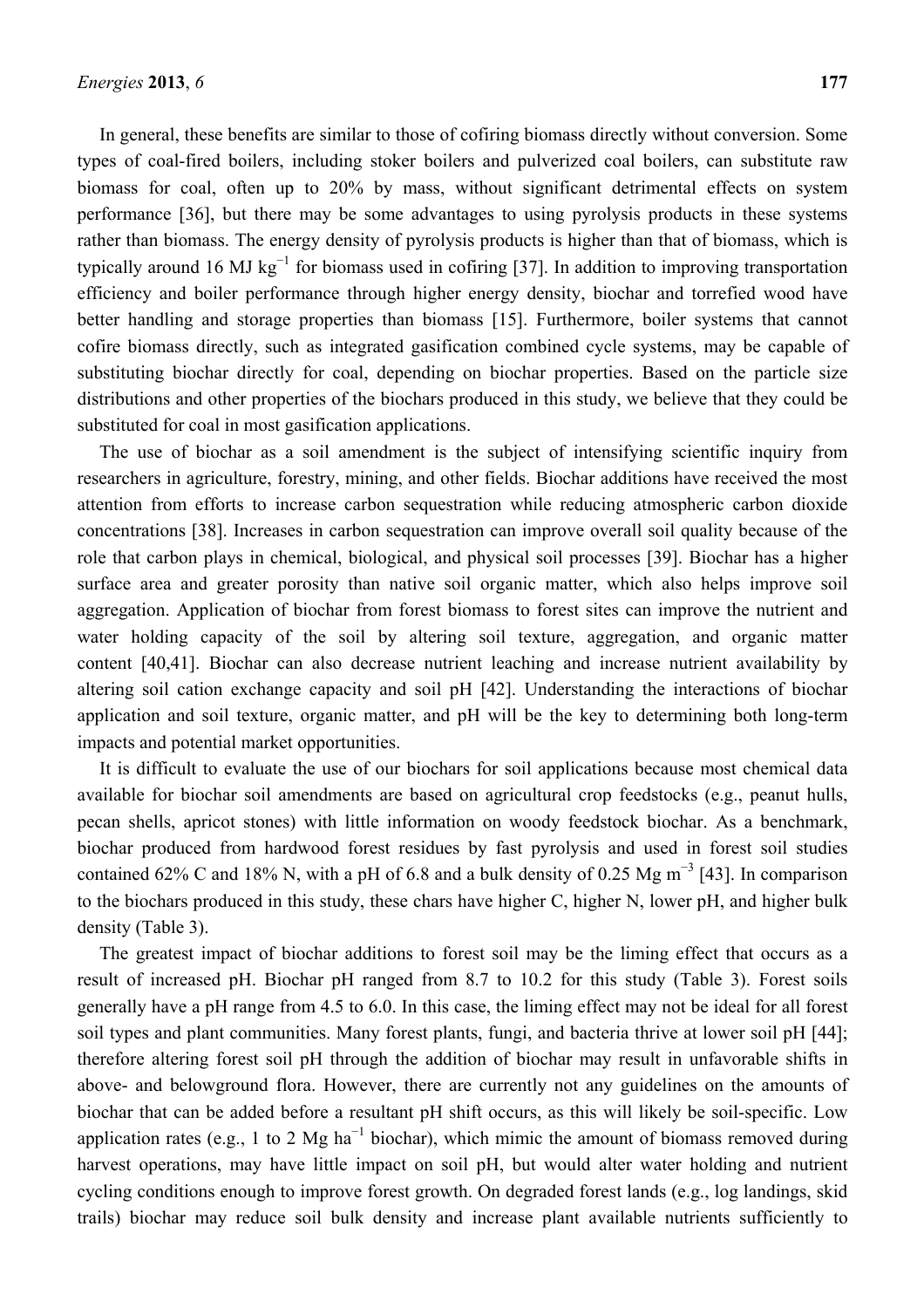In general, these benefits are similar to those of cofiring biomass directly without conversion. Some types of coal-fired boilers, including stoker boilers and pulverized coal boilers, can substitute raw biomass for coal, often up to 20% by mass, without significant detrimental effects on system performance [36], but there may be some advantages to using pyrolysis products in these systems rather than biomass. The energy density of pyrolysis products is higher than that of biomass, which is typically around 16 MJ $kg^{-1}$ for biomass used in cofiring [37]. In addition to improving transportation efficiency and boiler performance through higher energy density, biochar and torrefied wood have better handling and storage properties than biomass [15]. Furthermore, boiler systems that cannot cofire biomass directly, such as integrated gasification combined cycle systems, may be capable of substituting biochar directly for coal, depending on biochar properties. Based on the particle size distributions and other properties of the biochars produced in this study, we believe that they could be substituted for coal in most gasification applications.

The use of biochar as a soil amendment is the subject of intensifying scientific inquiry from researchers in agriculture, forestry, mining, and other fields. Biochar additions have received the most attention from efforts to increase carbon sequestration while reducing atmospheric carbon dioxide concentrations [38]. Increases in carbon sequestration can improve overall soil quality because of the role that carbon plays in chemical, biological, and physical soil processes [39]. Biochar has a higher surface area and greater porosity than native soil organic matter, which also helps improve soil aggregation. Application of biochar from forest biomass to forest sites can improve the nutrient and water holding capacity of the soil by altering soil texture, aggregation, and organic matter content [40,41]. Biochar can also decrease nutrient leaching and increase nutrient availability by altering soil cation exchange capacity and soil pH [42]. Understanding the interactions of biochar application and soil texture, organic matter, and pH will be the key to determining both long-term impacts and potential market opportunities.

It is difficult to evaluate the use of our biochars for soil applications because most chemical data available for biochar soil amendments are based on agricultural crop feedstocks (e.g., peanut hulls, pecan shells, apricot stones) with little information on woody feedstock biochar. As a benchmark, biochar produced from hardwood forest residues by fast pyrolysis and used in forest soil studies contained 62% C and 18% N, with a pH of 6.8 and a bulk density of 0.25 Mg $m^{-3}$ [43]. In comparison to the biochars produced in this study, these chars have higher C, higher N, lower pH, and higher bulk density (Table 3).

The greatest impact of biochar additions to forest soil may be the liming effect that occurs as a result of increased pH. Biochar pH ranged from 8.7 to 10.2 for this study (Table 3). Forest soils generally have a pH range from 4.5 to 6.0. In this case, the liming effect may not be ideal for all forest soil types and plant communities. Many forest plants, fungi, and bacteria thrive at lower soil pH [44]; therefore altering forest soil pH through the addition of biochar may result in unfavorable shifts in above- and belowground flora. However, there are currently not any guidelines on the amounts of biochar that can be added before a resultant pH shift occurs, as this will likely be soil-specific. Low application rates (e.g., 1 to 2 Mg $ha^{-1}$ biochar), which mimic the amount of biomass removed during harvest operations, may have little impact on soil pH, but would alter water holding and nutrient cycling conditions enough to improve forest growth. On degraded forest lands (e.g., log landings, skid trails) biochar may reduce soil bulk density and increase plant available nutrients sufficiently to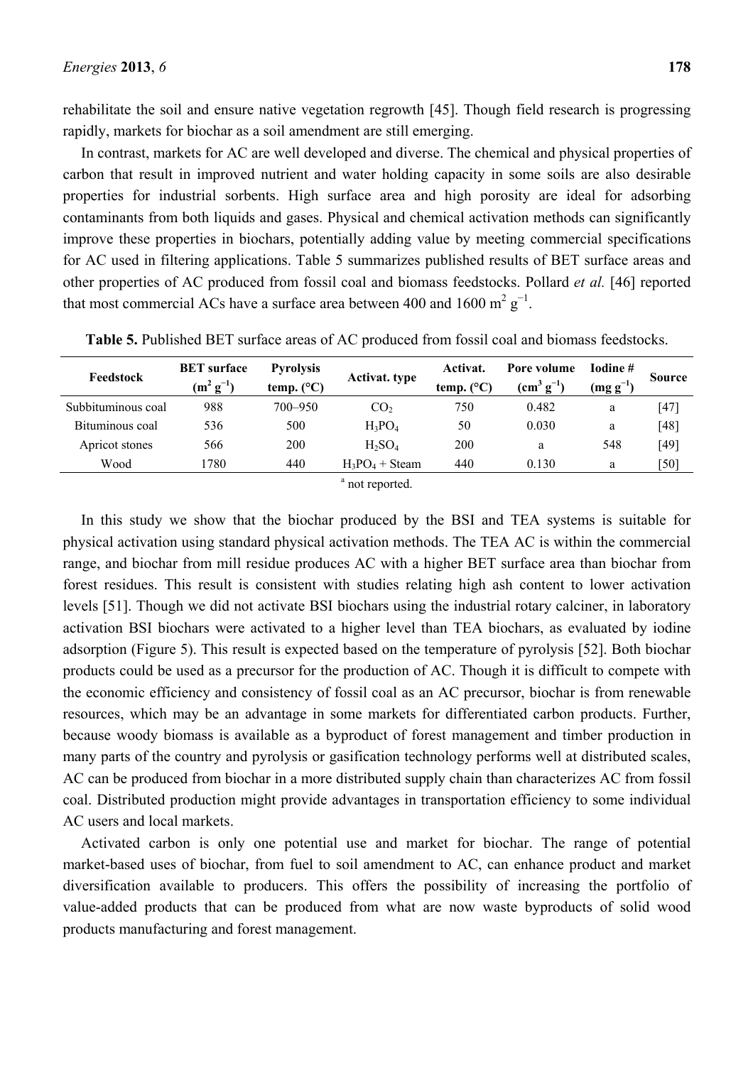rehabilitate the soil and ensure native vegetation regrowth [45]. Though field research is progressing rapidly, markets for biochar as a soil amendment are still emerging.

In contrast, markets for AC are well developed and diverse. The chemical and physical properties of carbon that result in improved nutrient and water holding capacity in some soils are also desirable properties for industrial sorbents. High surface area and high porosity are ideal for adsorbing contaminants from both liquids and gases. Physical and chemical activation methods can significantly improve these properties in biochars, potentially adding value by meeting commercial specifications for AC used in filtering applications. Table 5 summarizes published results of BET surface areas and other properties of AC produced from fossil coal and biomass feedstocks. Pollard *et al.* [46] reported that most commercial ACs have a surface area between 400 and 1600 $m^2 g^{-1}$.

**Table 5.** Published BET surface areas of AC produced from fossil coal and biomass feedstocks.

| Feedstock | BET surface ($m^2 g^{-1}$) | Pyrolysis temp. (°C) | Activat. type | Activat. temp. (°C) | Pore volume ($cm^3 g^{-1}$) | Iodine # ($mg g^{-1}$) | Source |
|---|---|---|---|---|---|---|---|
| Subbituminous coal | 988 | 700–950 | $CO_2$ | 750 | 0.482 | a | [47] |
| Bituminous coal | 536 | 500 | $H_3PO_4$ | 50 | 0.030 | a | [48] |
| Apricot stones | 566 | 200 | $H_2SO_4$ | 200 | a | 548 | [49] |
| Wood | 1780 | 440 | $H_3PO_4$ + Steam | 440 | 0.130 | a | [50] |

[a] not reported.

In this study we show that the biochar produced by the BSI and TEA systems is suitable for physical activation using standard physical activation methods. The TEA AC is within the commercial range, and biochar from mill residue produces AC with a higher BET surface area than biochar from forest residues. This result is consistent with studies relating high ash content to lower activation levels [51]. Though we did not activate BSI biochars using the industrial rotary calciner, in laboratory activation BSI biochars were activated to a higher level than TEA biochars, as evaluated by iodine adsorption (Figure 5). This result is expected based on the temperature of pyrolysis [52]. Both biochar products could be used as a precursor for the production of AC. Though it is difficult to compete with the economic efficiency and consistency of fossil coal as an AC precursor, biochar is from renewable resources, which may be an advantage in some markets for differentiated carbon products. Further, because woody biomass is available as a byproduct of forest management and timber production in many parts of the country and pyrolysis or gasification technology performs well at distributed scales, AC can be produced from biochar in a more distributed supply chain than characterizes AC from fossil coal. Distributed production might provide advantages in transportation efficiency to some individual AC users and local markets.

Activated carbon is only one potential use and market for biochar. The range of potential market-based uses of biochar, from fuel to soil amendment to AC, can enhance product and market diversification available to producers. This offers the possibility of increasing the portfolio of value-added products that can be produced from what are now waste byproducts of solid wood products manufacturing and forest management.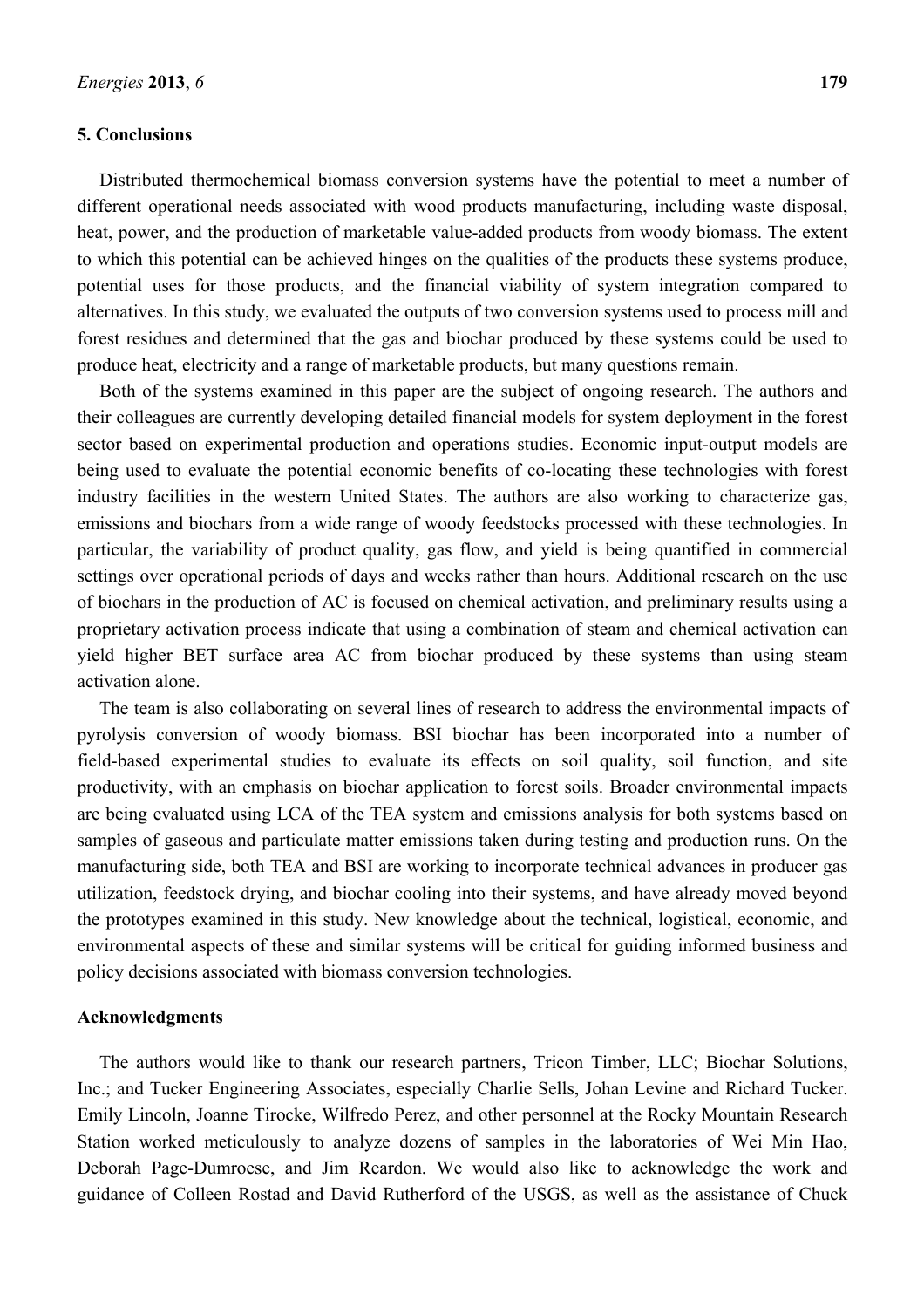## 5. Conclusions

Distributed thermochemical biomass conversion systems have the potential to meet a number of different operational needs associated with wood products manufacturing, including waste disposal, heat, power, and the production of marketable value-added products from woody biomass. The extent to which this potential can be achieved hinges on the qualities of the products these systems produce, potential uses for those products, and the financial viability of system integration compared to alternatives. In this study, we evaluated the outputs of two conversion systems used to process mill and forest residues and determined that the gas and biochar produced by these systems could be used to produce heat, electricity and a range of marketable products, but many questions remain.

Both of the systems examined in this paper are the subject of ongoing research. The authors and their colleagues are currently developing detailed financial models for system deployment in the forest sector based on experimental production and operations studies. Economic input-output models are being used to evaluate the potential economic benefits of co-locating these technologies with forest industry facilities in the western United States. The authors are also working to characterize gas, emissions and biochars from a wide range of woody feedstocks processed with these technologies. In particular, the variability of product quality, gas flow, and yield is being quantified in commercial settings over operational periods of days and weeks rather than hours. Additional research on the use of biochars in the production of AC is focused on chemical activation, and preliminary results using a proprietary activation process indicate that using a combination of steam and chemical activation can yield higher BET surface area AC from biochar produced by these systems than using steam activation alone.

The team is also collaborating on several lines of research to address the environmental impacts of pyrolysis conversion of woody biomass. BSI biochar has been incorporated into a number of field-based experimental studies to evaluate its effects on soil quality, soil function, and site productivity, with an emphasis on biochar application to forest soils. Broader environmental impacts are being evaluated using LCA of the TEA system and emissions analysis for both systems based on samples of gaseous and particulate matter emissions taken during testing and production runs. On the manufacturing side, both TEA and BSI are working to incorporate technical advances in producer gas utilization, feedstock drying, and biochar cooling into their systems, and have already moved beyond the prototypes examined in this study. New knowledge about the technical, logistical, economic, and environmental aspects of these and similar systems will be critical for guiding informed business and policy decisions associated with biomass conversion technologies.

## Acknowledgments

The authors would like to thank our research partners, Tricon Timber, LLC; Biochar Solutions, Inc.; and Tucker Engineering Associates, especially Charlie Sells, Johan Levine and Richard Tucker. Emily Lincoln, Joanne Tirocke, Wilfredo Perez, and other personnel at the Rocky Mountain Research Station worked meticulously to analyze dozens of samples in the laboratories of Wei Min Hao, Deborah Page-Dumroese, and Jim Reardon. We would also like to acknowledge the work and guidance of Colleen Rostad and David Rutherford of the USGS, as well as the assistance of Chuck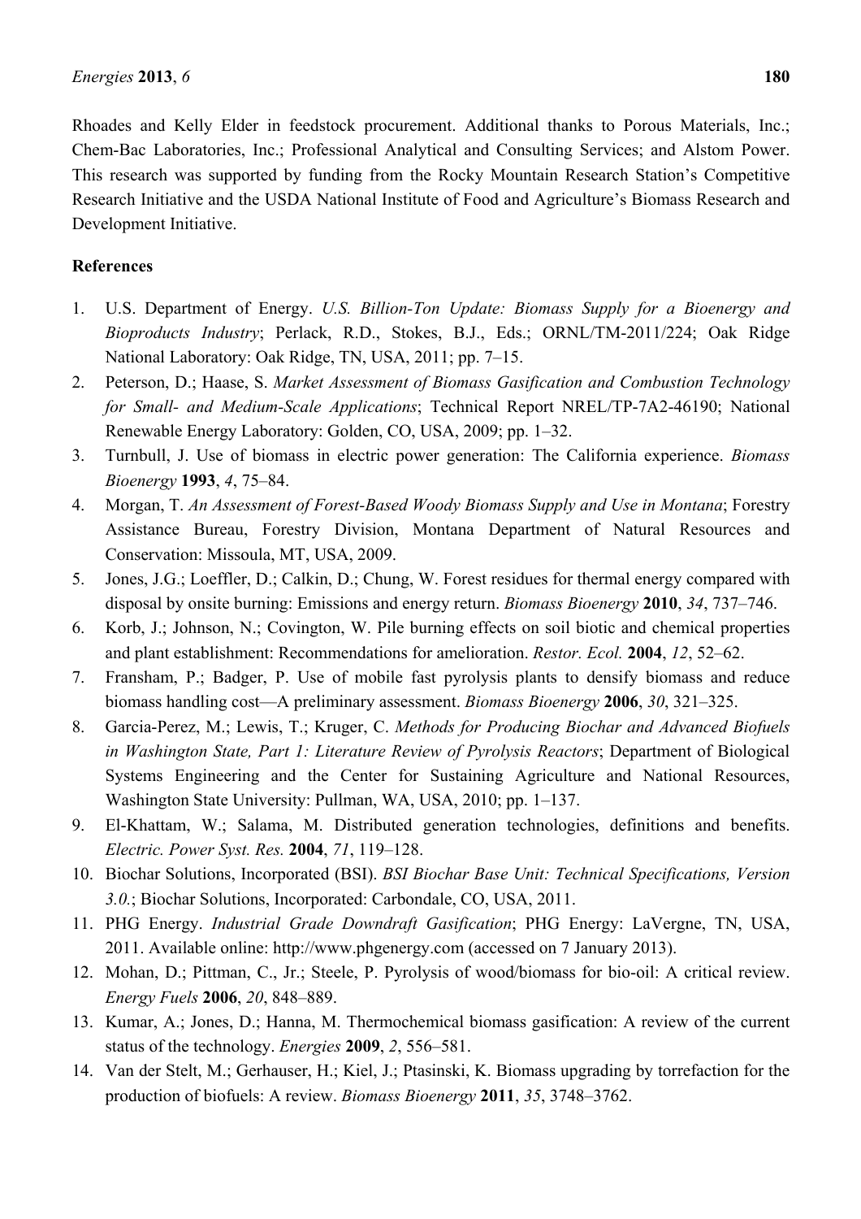Rhoades and Kelly Elder in feedstock procurement. Additional thanks to Porous Materials, Inc.; Chem-Bac Laboratories, Inc.; Professional Analytical and Consulting Services; and Alstom Power. This research was supported by funding from the Rocky Mountain Research Station's Competitive Research Initiative and the USDA National Institute of Food and Agriculture's Biomass Research and Development Initiative.

**References**

1. U.S. Department of Energy. *U.S. Billion-Ton Update: Biomass Supply for a Bioenergy and Bioproducts Industry*; Perlack, R.D., Stokes, B.J., Eds.; ORNL/TM-2011/224; Oak Ridge National Laboratory: Oak Ridge, TN, USA, 2011; pp. 7–15.
2. Peterson, D.; Haase, S. *Market Assessment of Biomass Gasification and Combustion Technology for Small- and Medium-Scale Applications*; Technical Report NREL/TP-7A2-46190; National Renewable Energy Laboratory: Golden, CO, USA, 2009; pp. 1–32.
3. Turnbull, J. Use of biomass in electric power generation: The California experience. *Biomass Bioenergy* **1993**, *4*, 75–84.
4. Morgan, T. *An Assessment of Forest-Based Woody Biomass Supply and Use in Montana*; Forestry Assistance Bureau, Forestry Division, Montana Department of Natural Resources and Conservation: Missoula, MT, USA, 2009.
5. Jones, J.G.; Loeffler, D.; Calkin, D.; Chung, W. Forest residues for thermal energy compared with disposal by onsite burning: Emissions and energy return. *Biomass Bioenergy* **2010**, *34*, 737–746.
6. Korb, J.; Johnson, N.; Covington, W. Pile burning effects on soil biotic and chemical properties and plant establishment: Recommendations for amelioration. *Restor. Ecol.* **2004**, *12*, 52–62.
7. Fransham, P.; Badger, P. Use of mobile fast pyrolysis plants to densify biomass and reduce biomass handling cost—A preliminary assessment. *Biomass Bioenergy* **2006**, *30*, 321–325.
8. Garcia-Perez, M.; Lewis, T.; Kruger, C. *Methods for Producing Biochar and Advanced Biofuels in Washington State, Part 1: Literature Review of Pyrolysis Reactors*; Department of Biological Systems Engineering and the Center for Sustaining Agriculture and National Resources, Washington State University: Pullman, WA, USA, 2010; pp. 1–137.
9. El-Khattam, W.; Salama, M. Distributed generation technologies, definitions and benefits. *Electric. Power Syst. Res.* **2004**, *71*, 119–128.
10. Biochar Solutions, Incorporated (BSI). *BSI Biochar Base Unit: Technical Specifications, Version 3.0.*; Biochar Solutions, Incorporated: Carbondale, CO, USA, 2011.
11. PHG Energy. *Industrial Grade Downdraft Gasification*; PHG Energy: LaVergne, TN, USA, 2011. Available online: http://www.phgenergy.com (accessed on 7 January 2013).
12. Mohan, D.; Pittman, C., Jr.; Steele, P. Pyrolysis of wood/biomass for bio-oil: A critical review. *Energy Fuels* **2006**, *20*, 848–889.
13. Kumar, A.; Jones, D.; Hanna, M. Thermochemical biomass gasification: A review of the current status of the technology. *Energies* **2009**, *2*, 556–581.
14. Van der Stelt, M.; Gerhauser, H.; Kiel, J.; Ptasinski, K. Biomass upgrading by torrefaction for the production of biofuels: A review. *Biomass Bioenergy* **2011**, *35*, 3748–3762.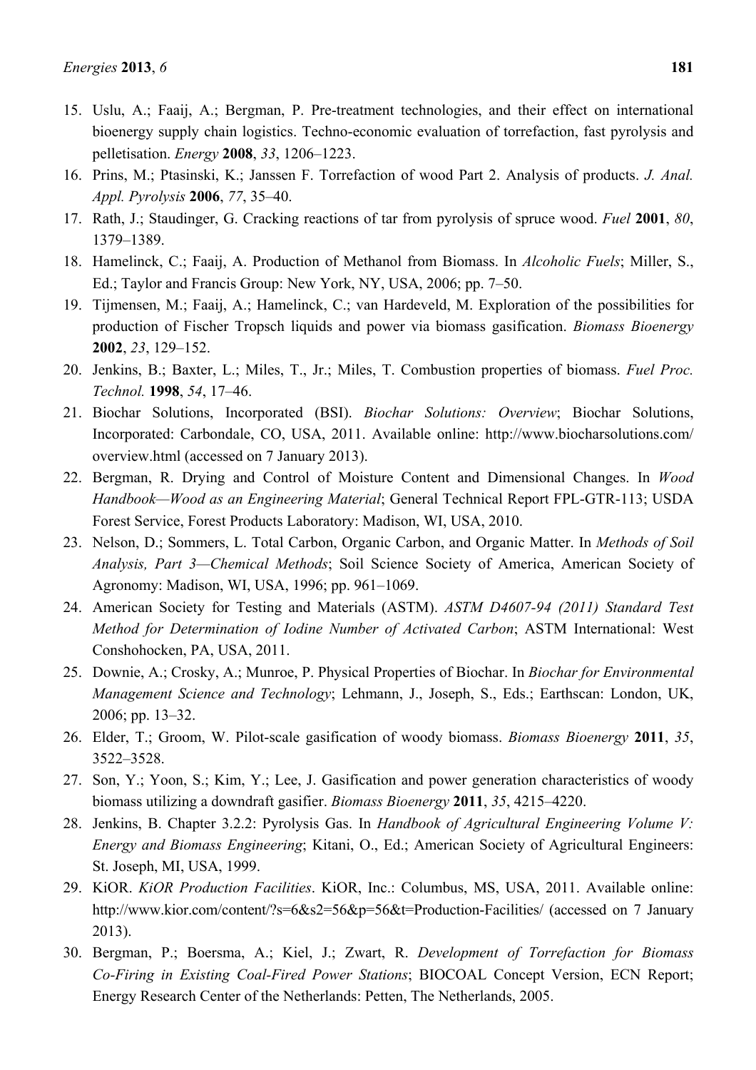15. Uslu, A.; Faaij, A.; Bergman, P. Pre-treatment technologies, and their effect on international bioenergy supply chain logistics. Techno-economic evaluation of torrefaction, fast pyrolysis and pelletisation. *Energy* **2008**, *33*, 1206–1223.
16. Prins, M.; Ptasinski, K.; Janssen F. Torrefaction of wood Part 2. Analysis of products. *J. Anal. Appl. Pyrolysis* **2006**, *77*, 35–40.
17. Rath, J.; Staudinger, G. Cracking reactions of tar from pyrolysis of spruce wood. *Fuel* **2001**, *80*, 1379–1389.
18. Hamelinck, C.; Faaij, A. Production of Methanol from Biomass. In *Alcoholic Fuels*; Miller, S., Ed.; Taylor and Francis Group: New York, NY, USA, 2006; pp. 7–50.
19. Tijmensen, M.; Faaij, A.; Hamelinck, C.; van Hardeveld, M. Exploration of the possibilities for production of Fischer Tropsch liquids and power via biomass gasification. *Biomass Bioenergy* **2002**, *23*, 129–152.
20. Jenkins, B.; Baxter, L.; Miles, T., Jr.; Miles, T. Combustion properties of biomass. *Fuel Proc. Technol.* **1998**, *54*, 17–46.
21. Biochar Solutions, Incorporated (BSI). *Biochar Solutions: Overview*; Biochar Solutions, Incorporated: Carbondale, CO, USA, 2011. Available online: http://www.biocharsolutions.com/overview.html (accessed on 7 January 2013).
22. Bergman, R. Drying and Control of Moisture Content and Dimensional Changes. In *Wood Handbook—Wood as an Engineering Material*; General Technical Report FPL-GTR-113; USDA Forest Service, Forest Products Laboratory: Madison, WI, USA, 2010.
23. Nelson, D.; Sommers, L. Total Carbon, Organic Carbon, and Organic Matter. In *Methods of Soil Analysis, Part 3—Chemical Methods*; Soil Science Society of America, American Society of Agronomy: Madison, WI, USA, 1996; pp. 961–1069.
24. American Society for Testing and Materials (ASTM). *ASTM D4607-94 (2011) Standard Test Method for Determination of Iodine Number of Activated Carbon*; ASTM International: West Conshohocken, PA, USA, 2011.
25. Downie, A.; Crosky, A.; Munroe, P. Physical Properties of Biochar. In *Biochar for Environmental Management Science and Technology*; Lehmann, J., Joseph, S., Eds.; Earthscan: London, UK, 2006; pp. 13–32.
26. Elder, T.; Groom, W. Pilot-scale gasification of woody biomass. *Biomass Bioenergy* **2011**, *35*, 3522–3528.
27. Son, Y.; Yoon, S.; Kim, Y.; Lee, J. Gasification and power generation characteristics of woody biomass utilizing a downdraft gasifier. *Biomass Bioenergy* **2011**, *35*, 4215–4220.
28. Jenkins, B. Chapter 3.2.2: Pyrolysis Gas. In *Handbook of Agricultural Engineering Volume V: Energy and Biomass Engineering*; Kitani, O., Ed.; American Society of Agricultural Engineers: St. Joseph, MI, USA, 1999.
29. KiOR. *KiOR Production Facilities*. KiOR, Inc.: Columbus, MS, USA, 2011. Available online: http://www.kior.com/content/?s=6&s2=56&p=56&t=Production-Facilities/ (accessed on 7 January 2013).
30. Bergman, P.; Boersma, A.; Kiel, J.; Zwart, R. *Development of Torrefaction for Biomass Co-Firing in Existing Coal-Fired Power Stations*; BIOCOAL Concept Version, ECN Report; Energy Research Center of the Netherlands: Petten, The Netherlands, 2005.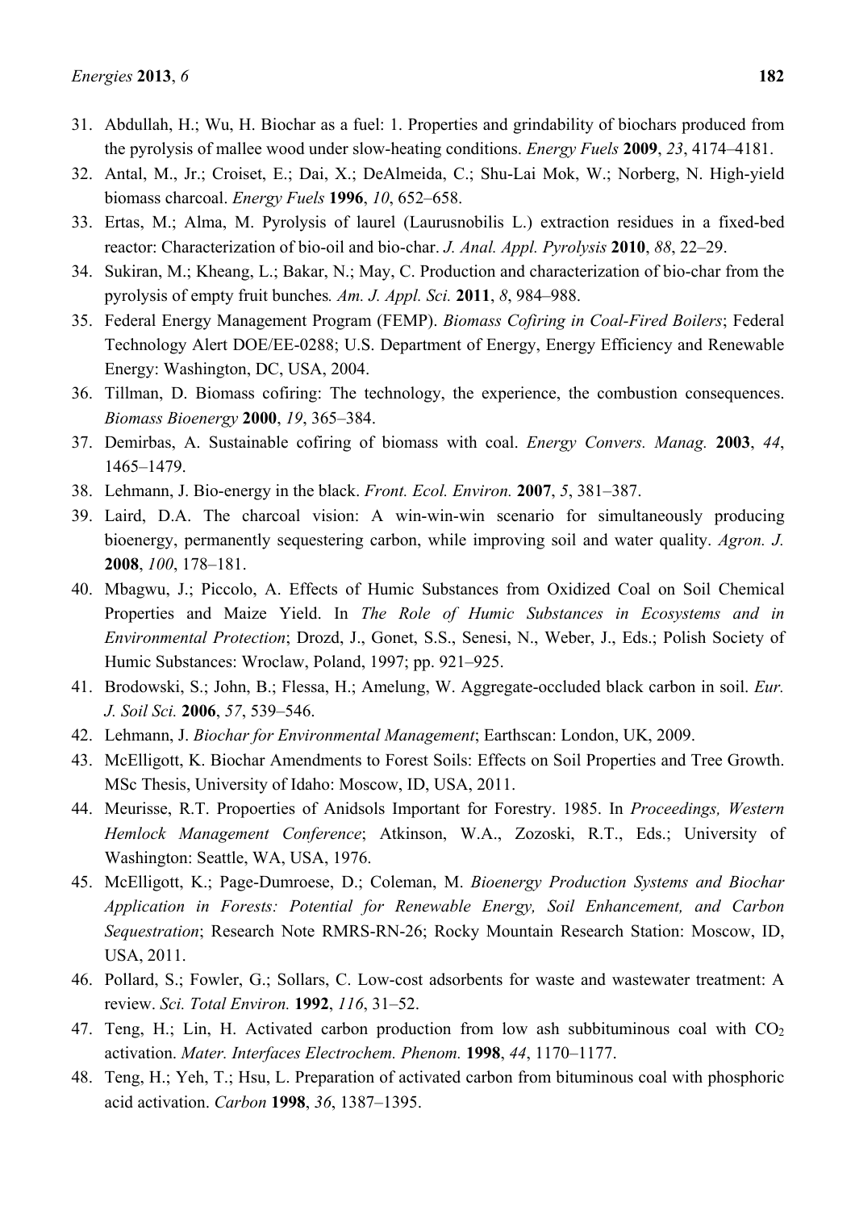31. Abdullah, H.; Wu, H. Biochar as a fuel: 1. Properties and grindability of biochars produced from the pyrolysis of mallee wood under slow-heating conditions. *Energy Fuels* **2009**, *23*, 4174–4181.
32. Antal, M., Jr.; Croiset, E.; Dai, X.; DeAlmeida, C.; Shu-Lai Mok, W.; Norberg, N. High-yield biomass charcoal. *Energy Fuels* **1996**, *10*, 652–658.
33. Ertas, M.; Alma, M. Pyrolysis of laurel (Laurusnobilis L.) extraction residues in a fixed-bed reactor: Characterization of bio-oil and bio-char. *J. Anal. Appl. Pyrolysis* **2010**, *88*, 22–29.
34. Sukiran, M.; Kheang, L.; Bakar, N.; May, C. Production and characterization of bio-char from the pyrolysis of empty fruit bunches*. Am. J. Appl. Sci.* **2011**, *8*, 984–988.
35. Federal Energy Management Program (FEMP). *Biomass Cofiring in Coal-Fired Boilers*; Federal Technology Alert DOE/EE-0288; U.S. Department of Energy, Energy Efficiency and Renewable Energy: Washington, DC, USA, 2004.
36. Tillman, D. Biomass cofiring: The technology, the experience, the combustion consequences. *Biomass Bioenergy* **2000**, *19*, 365–384.
37. Demirbas, A. Sustainable cofiring of biomass with coal. *Energy Convers. Manag.* **2003**, *44*, 1465–1479.
38. Lehmann, J. Bio-energy in the black. *Front. Ecol. Environ.* **2007**, *5*, 381–387.
39. Laird, D.A. The charcoal vision: A win-win-win scenario for simultaneously producing bioenergy, permanently sequestering carbon, while improving soil and water quality. *Agron. J.* **2008**, *100*, 178–181.
40. Mbagwu, J.; Piccolo, A. Effects of Humic Substances from Oxidized Coal on Soil Chemical Properties and Maize Yield. In *The Role of Humic Substances in Ecosystems and in Environmental Protection*; Drozd, J., Gonet, S.S., Senesi, N., Weber, J., Eds.; Polish Society of Humic Substances: Wroclaw, Poland, 1997; pp. 921–925.
41. Brodowski, S.; John, B.; Flessa, H.; Amelung, W. Aggregate-occluded black carbon in soil. *Eur. J. Soil Sci.* **2006**, *57*, 539–546.
42. Lehmann, J. *Biochar for Environmental Management*; Earthscan: London, UK, 2009.
43. McElligott, K. Biochar Amendments to Forest Soils: Effects on Soil Properties and Tree Growth. MSc Thesis, University of Idaho: Moscow, ID, USA, 2011.
44. Meurisse, R.T. Propoerties of Anidsols Important for Forestry. 1985. In *Proceedings, Western Hemlock Management Conference*; Atkinson, W.A., Zozoski, R.T., Eds.; University of Washington: Seattle, WA, USA, 1976.
45. McElligott, K.; Page-Dumroese, D.; Coleman, M. *Bioenergy Production Systems and Biochar Application in Forests: Potential for Renewable Energy, Soil Enhancement, and Carbon Sequestration*; Research Note RMRS-RN-26; Rocky Mountain Research Station: Moscow, ID, USA, 2011.
46. Pollard, S.; Fowler, G.; Sollars, C. Low-cost adsorbents for waste and wastewater treatment: A review. *Sci. Total Environ.* **1992**, *116*, 31–52.
47. Teng, H.; Lin, H. Activated carbon production from low ash subbituminous coal with $CO_2$ activation. *Mater. Interfaces Electrochem. Phenom.* **1998**, *44*, 1170–1177.
48. Teng, H.; Yeh, T.; Hsu, L. Preparation of activated carbon from bituminous coal with phosphoric acid activation. *Carbon* **1998**, *36*, 1387–1395.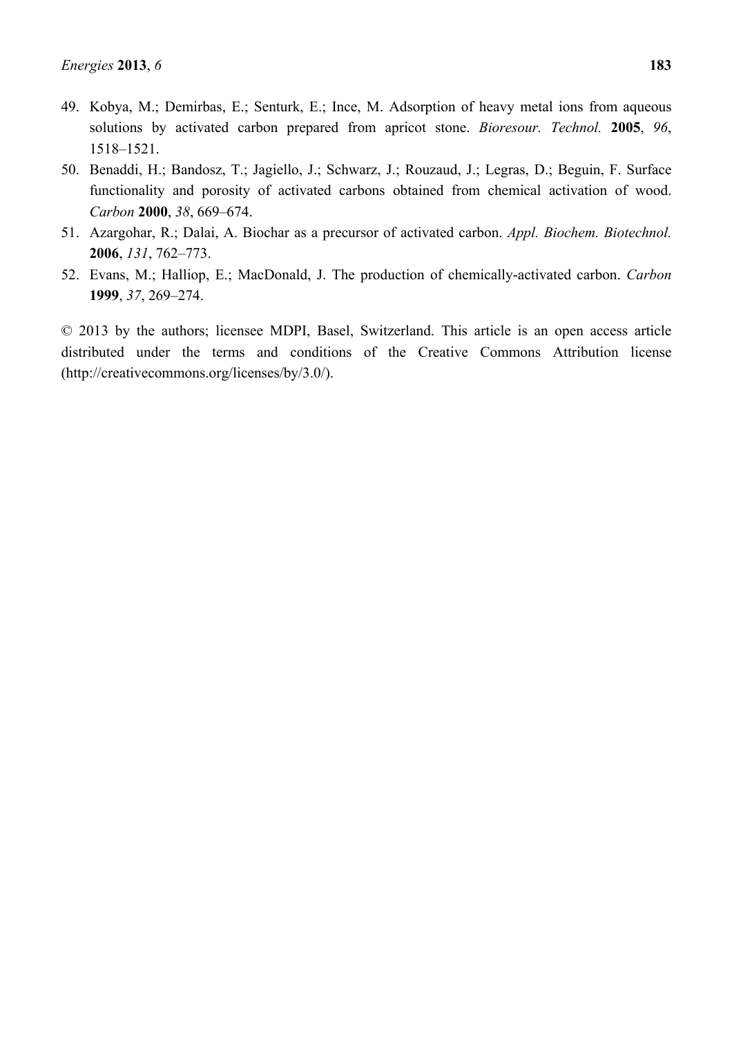49. Kobya, M.; Demirbas, E.; Senturk, E.; Ince, M. Adsorption of heavy metal ions from aqueous solutions by activated carbon prepared from apricot stone. *Bioresour. Technol.* **2005**, *96*, 1518–1521.
50. Benaddi, H.; Bandosz, T.; Jagiello, J.; Schwarz, J.; Rouzaud, J.; Legras, D.; Beguin, F. Surface functionality and porosity of activated carbons obtained from chemical activation of wood. *Carbon* **2000**, *38*, 669–674.
51. Azargohar, R.; Dalai, A. Biochar as a precursor of activated carbon. *Appl. Biochem. Biotechnol.* **2006**, *131*, 762–773.
52. Evans, M.; Halliop, E.; MacDonald, J. The production of chemically-activated carbon. *Carbon* **1999**, *37*, 269–274.

© 2013 by the authors; licensee MDPI, Basel, Switzerland. This article is an open access article distributed under the terms and conditions of the Creative Commons Attribution license (http://creativecommons.org/licenses/by/3.0/).